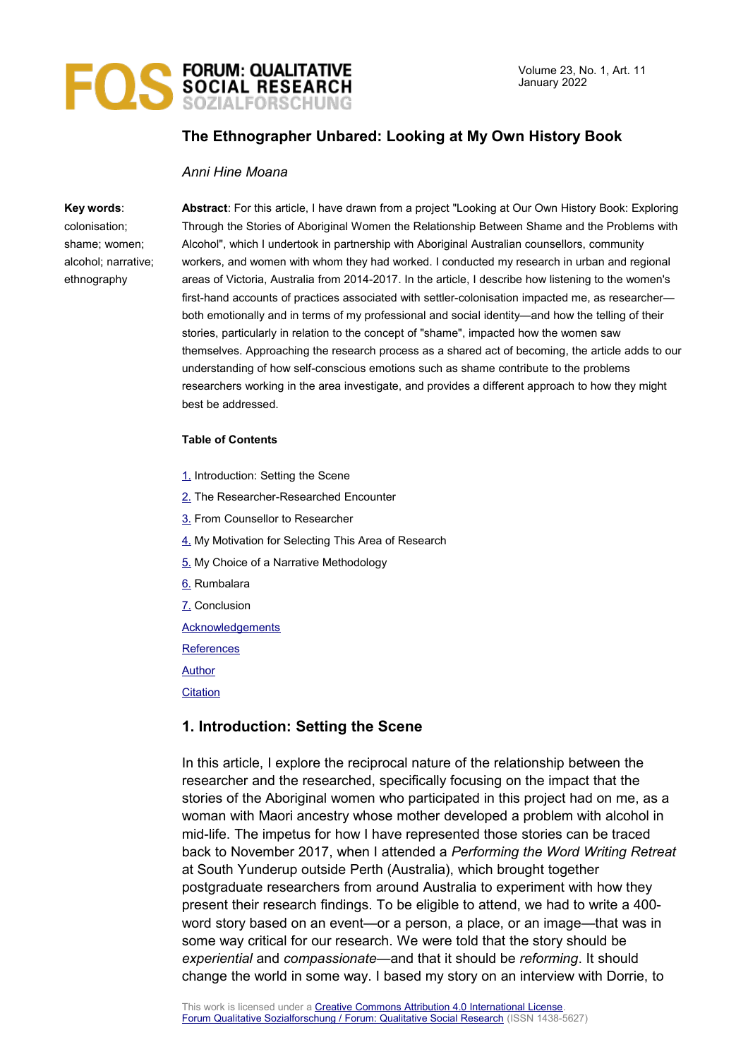# The Ethnographer Unbared: Looking at My Own History Book

*Anni Hine Moana*

**Key words**: colonisation; shame; women; alcohol; narrative; ethnography

**Abstract**: For this article, I have drawn from a project "Looking at Our Own History Book: Exploring Through the Stories of Aboriginal Women the Relationship Between Shame and the Problems with Alcohol", which I undertook in partnership with Aboriginal Australian counsellors, community workers, and women with whom they had worked. I conducted my research in urban and regional areas of Victoria, Australia from 2014-2017. In the article, I describe how listening to the women's first-hand accounts of practices associated with settler-colonisation impacted me, as researcher—both emotionally and in terms of my professional and social identity—and how the telling of their stories, particularly in relation to the concept of "shame", impacted how the women saw themselves. Approaching the research process as a shared act of becoming, the article adds to our understanding of how self-conscious emotions such as shame contribute to the problems researchers working in the area investigate, and provides a different approach to how they might best be addressed.

**Table of Contents**

1. Introduction: Setting the Scene
2. The Researcher-Researched Encounter
3. From Counsellor to Researcher
4. My Motivation for Selecting This Area of Research
5. My Choice of a Narrative Methodology
6. Rumbalara
7. Conclusion

Acknowledgements

References

Author

Citation

## 1. Introduction: Setting the Scene

In this article, I explore the reciprocal nature of the relationship between the researcher and the researched, specifically focusing on the impact that the stories of the Aboriginal women who participated in this project had on me, as a woman with Maori ancestry whose mother developed a problem with alcohol in mid-life. The impetus for how I have represented those stories can be traced back to November 2017, when I attended a *Performing the Word Writing Retreat* at South Yunderup outside Perth (Australia), which brought together postgraduate researchers from around Australia to experiment with how they present their research findings. To be eligible to attend, we had to write a 400-word story based on an event—or a person, a place, or an image—that was in some way critical for our research. We were told that the story should be *experiential* and *compassionate*—and that it should be *reforming*. It should change the world in some way. I based my story on an interview with Dorrie, to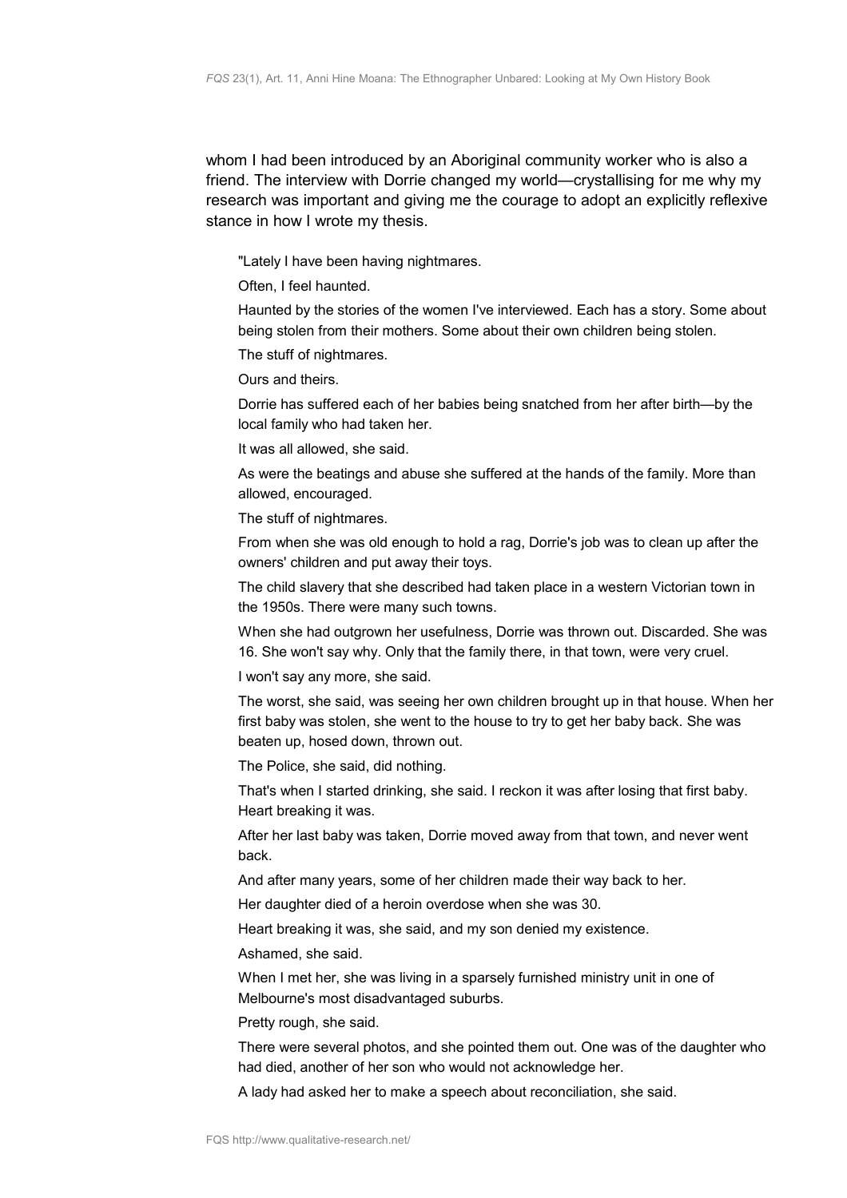whom I had been introduced by an Aboriginal community worker who is also a friend. The interview with Dorrie changed my world—crystallising for me why my research was important and giving me the courage to adopt an explicitly reflexive stance in how I wrote my thesis.

> "Lately I have been having nightmares.
>
> Often, I feel haunted.
>
> Haunted by the stories of the women I've interviewed. Each has a story. Some about being stolen from their mothers. Some about their own children being stolen.
>
> The stuff of nightmares.
>
> Ours and theirs.
>
> Dorrie has suffered each of her babies being snatched from her after birth—by the local family who had taken her.
>
> It was all allowed, she said.
>
> As were the beatings and abuse she suffered at the hands of the family. More than allowed, encouraged.
>
> The stuff of nightmares.
>
> From when she was old enough to hold a rag, Dorrie's job was to clean up after the owners' children and put away their toys.
>
> The child slavery that she described had taken place in a western Victorian town in the 1950s. There were many such towns.
>
> When she had outgrown her usefulness, Dorrie was thrown out. Discarded. She was 16. She won't say why. Only that the family there, in that town, were very cruel.
>
> I won't say any more, she said.
>
> The worst, she said, was seeing her own children brought up in that house. When her first baby was stolen, she went to the house to try to get her baby back. She was beaten up, hosed down, thrown out.
>
> The Police, she said, did nothing.
>
> That's when I started drinking, she said. I reckon it was after losing that first baby. Heart breaking it was.
>
> After her last baby was taken, Dorrie moved away from that town, and never went back.
>
> And after many years, some of her children made their way back to her.
>
> Her daughter died of a heroin overdose when she was 30.
>
> Heart breaking it was, she said, and my son denied my existence.
>
> Ashamed, she said.
>
> When I met her, she was living in a sparsely furnished ministry unit in one of Melbourne's most disadvantaged suburbs.
>
> Pretty rough, she said.
>
> There were several photos, and she pointed them out. One was of the daughter who had died, another of her son who would not acknowledge her.
>
> A lady had asked her to make a speech about reconciliation, she said.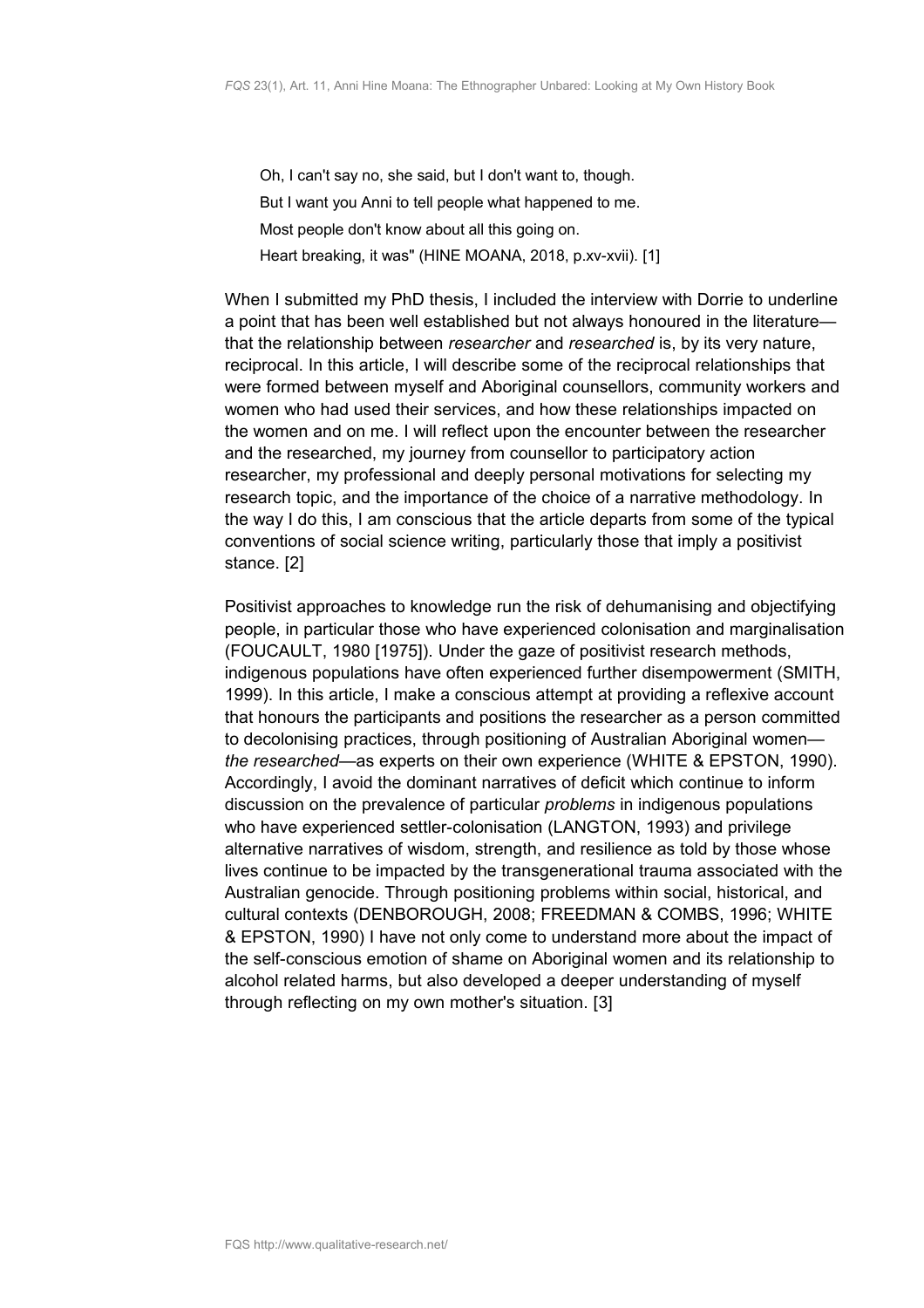> Oh, I can't say no, she said, but I don't want to, though.
>
> But I want you Anni to tell people what happened to me.
>
> Most people don't know about all this going on.
>
> Heart breaking, it was" (HINE MOANA, 2018, p.xv-xvii). [1]

When I submitted my PhD thesis, I included the interview with Dorrie to underline a point that has been well established but not always honoured in the literature—that the relationship between *researcher* and *researched* is, by its very nature, reciprocal. In this article, I will describe some of the reciprocal relationships that were formed between myself and Aboriginal counsellors, community workers and women who had used their services, and how these relationships impacted on the women and on me. I will reflect upon the encounter between the researcher and the researched, my journey from counsellor to participatory action researcher, my professional and deeply personal motivations for selecting my research topic, and the importance of the choice of a narrative methodology. In the way I do this, I am conscious that the article departs from some of the typical conventions of social science writing, particularly those that imply a positivist stance. [2]

Positivist approaches to knowledge run the risk of dehumanising and objectifying people, in particular those who have experienced colonisation and marginalisation (FOUCAULT, 1980 [1975]). Under the gaze of positivist research methods, indigenous populations have often experienced further disempowerment (SMITH, 1999). In this article, I make a conscious attempt at providing a reflexive account that honours the participants and positions the researcher as a person committed to decolonising practices, through positioning of Australian Aboriginal women—*the researched*—as experts on their own experience (WHITE & EPSTON, 1990). Accordingly, I avoid the dominant narratives of deficit which continue to inform discussion on the prevalence of particular *problems* in indigenous populations who have experienced settler-colonisation (LANGTON, 1993) and privilege alternative narratives of wisdom, strength, and resilience as told by those whose lives continue to be impacted by the transgenerational trauma associated with the Australian genocide. Through positioning problems within social, historical, and cultural contexts (DENBOROUGH, 2008; FREEDMAN & COMBS, 1996; WHITE & EPSTON, 1990) I have not only come to understand more about the impact of the self-conscious emotion of shame on Aboriginal women and its relationship to alcohol related harms, but also developed a deeper understanding of myself through reflecting on my own mother's situation. [3]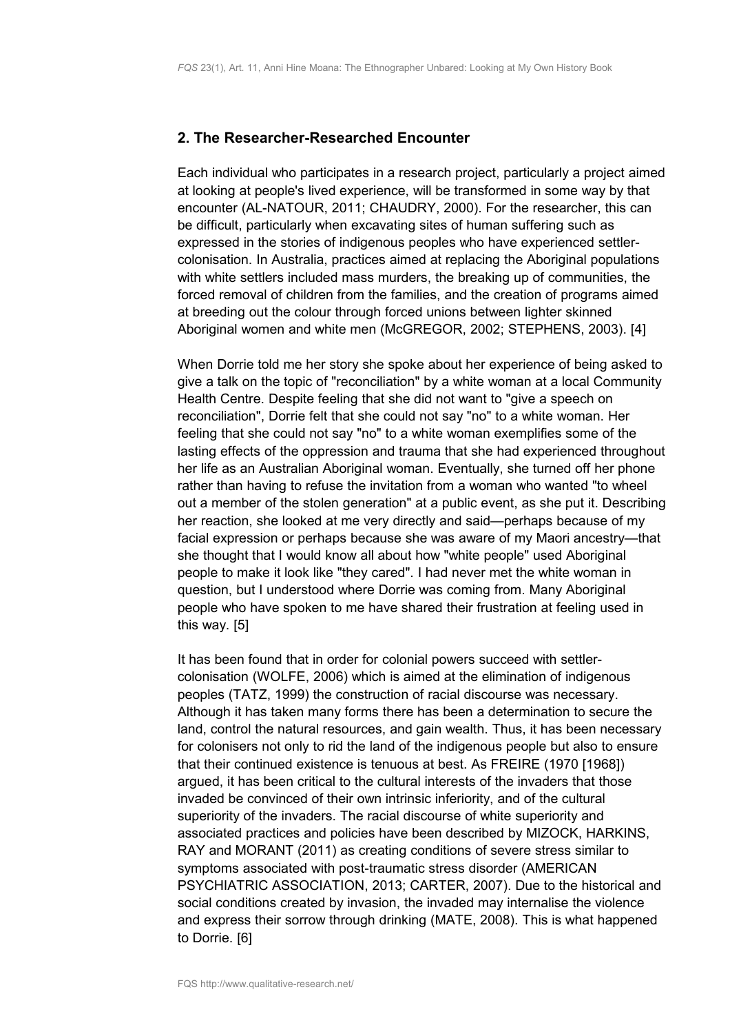## 2. The Researcher-Researched Encounter

Each individual who participates in a research project, particularly a project aimed at looking at people's lived experience, will be transformed in some way by that encounter (AL-NATOUR, 2011; CHAUDRY, 2000). For the researcher, this can be difficult, particularly when excavating sites of human suffering such as expressed in the stories of indigenous peoples who have experienced settler-colonisation. In Australia, practices aimed at replacing the Aboriginal populations with white settlers included mass murders, the breaking up of communities, the forced removal of children from the families, and the creation of programs aimed at breeding out the colour through forced unions between lighter skinned Aboriginal women and white men (McGREGOR, 2002; STEPHENS, 2003). [4]

When Dorrie told me her story she spoke about her experience of being asked to give a talk on the topic of "reconciliation" by a white woman at a local Community Health Centre. Despite feeling that she did not want to "give a speech on reconciliation", Dorrie felt that she could not say "no" to a white woman. Her feeling that she could not say "no" to a white woman exemplifies some of the lasting effects of the oppression and trauma that she had experienced throughout her life as an Australian Aboriginal woman. Eventually, she turned off her phone rather than having to refuse the invitation from a woman who wanted "to wheel out a member of the stolen generation" at a public event, as she put it. Describing her reaction, she looked at me very directly and said—perhaps because of my facial expression or perhaps because she was aware of my Maori ancestry—that she thought that I would know all about how "white people" used Aboriginal people to make it look like "they cared". I had never met the white woman in question, but I understood where Dorrie was coming from. Many Aboriginal people who have spoken to me have shared their frustration at feeling used in this way. [5]

It has been found that in order for colonial powers succeed with settler-colonisation (WOLFE, 2006) which is aimed at the elimination of indigenous peoples (TATZ, 1999) the construction of racial discourse was necessary. Although it has taken many forms there has been a determination to secure the land, control the natural resources, and gain wealth. Thus, it has been necessary for colonisers not only to rid the land of the indigenous people but also to ensure that their continued existence is tenuous at best. As FREIRE (1970 [1968]) argued, it has been critical to the cultural interests of the invaders that those invaded be convinced of their own intrinsic inferiority, and of the cultural superiority of the invaders. The racial discourse of white superiority and associated practices and policies have been described by MIZOCK, HARKINS, RAY and MORANT (2011) as creating conditions of severe stress similar to symptoms associated with post-traumatic stress disorder (AMERICAN PSYCHIATRIC ASSOCIATION, 2013; CARTER, 2007). Due to the historical and social conditions created by invasion, the invaded may internalise the violence and express their sorrow through drinking (MATE, 2008). This is what happened to Dorrie. [6]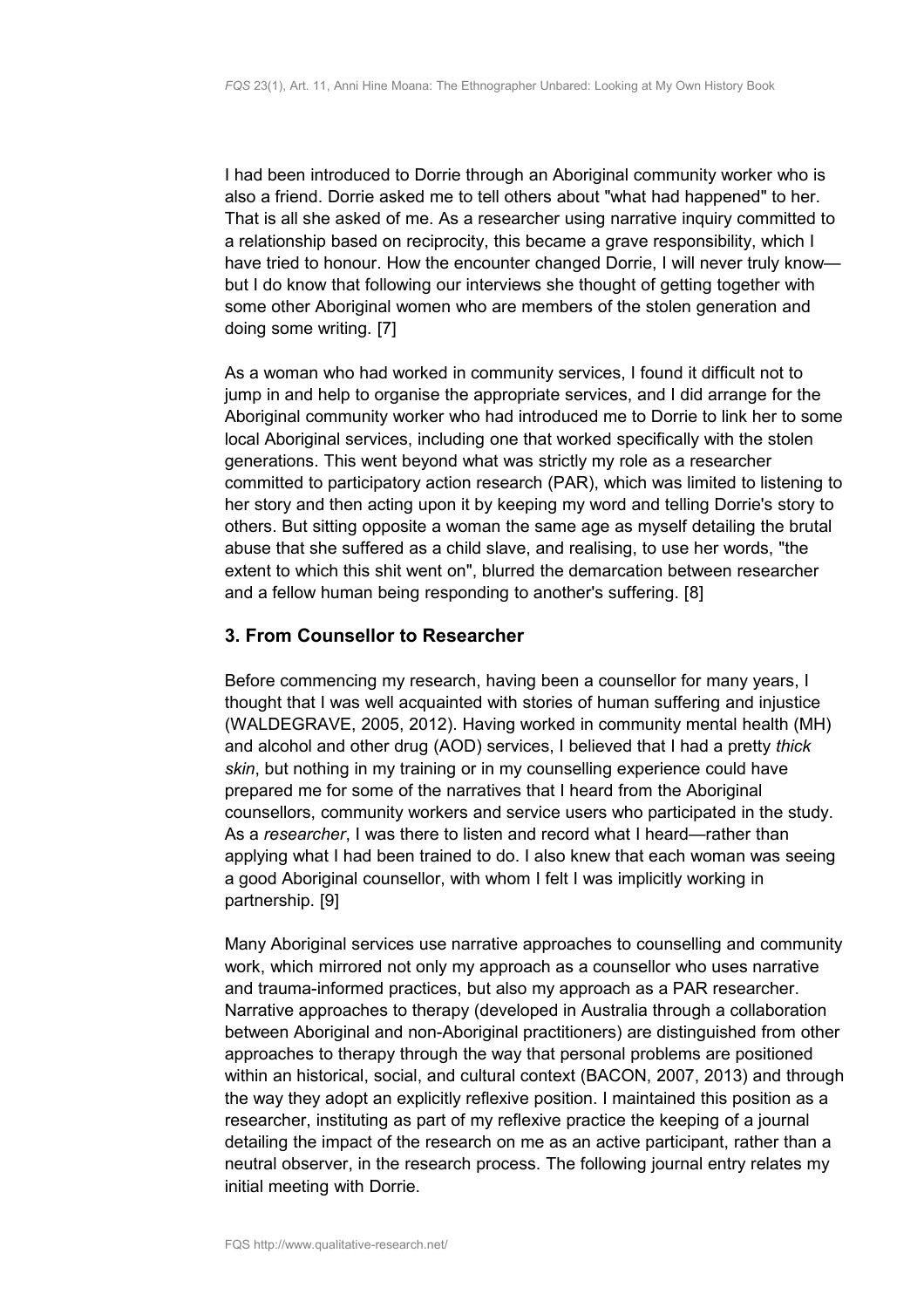I had been introduced to Dorrie through an Aboriginal community worker who is also a friend. Dorrie asked me to tell others about "what had happened" to her. That is all she asked of me. As a researcher using narrative inquiry committed to a relationship based on reciprocity, this became a grave responsibility, which I have tried to honour. How the encounter changed Dorrie, I will never truly know—but I do know that following our interviews she thought of getting together with some other Aboriginal women who are members of the stolen generation and doing some writing. [7]

As a woman who had worked in community services, I found it difficult not to jump in and help to organise the appropriate services, and I did arrange for the Aboriginal community worker who had introduced me to Dorrie to link her to some local Aboriginal services, including one that worked specifically with the stolen generations. This went beyond what was strictly my role as a researcher committed to participatory action research (PAR), which was limited to listening to her story and then acting upon it by keeping my word and telling Dorrie's story to others. But sitting opposite a woman the same age as myself detailing the brutal abuse that she suffered as a child slave, and realising, to use her words, "the extent to which this shit went on", blurred the demarcation between researcher and a fellow human being responding to another's suffering. [8]

## 3. From Counsellor to Researcher

Before commencing my research, having been a counsellor for many years, I thought that I was well acquainted with stories of human suffering and injustice (WALDEGRAVE, 2005, 2012). Having worked in community mental health (MH) and alcohol and other drug (AOD) services, I believed that I had a pretty *thick skin*, but nothing in my training or in my counselling experience could have prepared me for some of the narratives that I heard from the Aboriginal counsellors, community workers and service users who participated in the study. As a *researcher*, I was there to listen and record what I heard—rather than applying what I had been trained to do. I also knew that each woman was seeing a good Aboriginal counsellor, with whom I felt I was implicitly working in partnership. [9]

Many Aboriginal services use narrative approaches to counselling and community work, which mirrored not only my approach as a counsellor who uses narrative and trauma-informed practices, but also my approach as a PAR researcher. Narrative approaches to therapy (developed in Australia through a collaboration between Aboriginal and non-Aboriginal practitioners) are distinguished from other approaches to therapy through the way that personal problems are positioned within an historical, social, and cultural context (BACON, 2007, 2013) and through the way they adopt an explicitly reflexive position. I maintained this position as a researcher, instituting as part of my reflexive practice the keeping of a journal detailing the impact of the research on me as an active participant, rather than a neutral observer, in the research process. The following journal entry relates my initial meeting with Dorrie.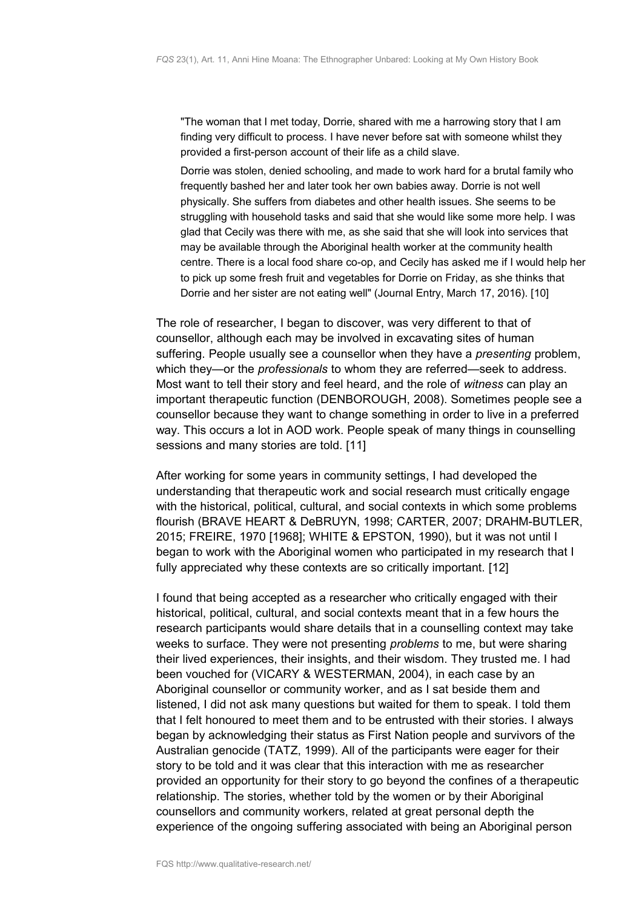> "The woman that I met today, Dorrie, shared with me a harrowing story that I am finding very difficult to process. I have never before sat with someone whilst they provided a first-person account of their life as a child slave.
>
> Dorrie was stolen, denied schooling, and made to work hard for a brutal family who frequently bashed her and later took her own babies away. Dorrie is not well physically. She suffers from diabetes and other health issues. She seems to be struggling with household tasks and said that she would like some more help. I was glad that Cecily was there with me, as she said that she will look into services that may be available through the Aboriginal health worker at the community health centre. There is a local food share co-op, and Cecily has asked me if I would help her to pick up some fresh fruit and vegetables for Dorrie on Friday, as she thinks that Dorrie and her sister are not eating well" (Journal Entry, March 17, 2016). [10]

The role of researcher, I began to discover, was very different to that of counsellor, although each may be involved in excavating sites of human suffering. People usually see a counsellor when they have a *presenting* problem, which they—or the *professionals* to whom they are referred—seek to address. Most want to tell their story and feel heard, and the role of *witness* can play an important therapeutic function (DENBOROUGH, 2008). Sometimes people see a counsellor because they want to change something in order to live in a preferred way. This occurs a lot in AOD work. People speak of many things in counselling sessions and many stories are told. [11]

After working for some years in community settings, I had developed the understanding that therapeutic work and social research must critically engage with the historical, political, cultural, and social contexts in which some problems flourish (BRAVE HEART & DeBRUYN, 1998; CARTER, 2007; DRAHM-BUTLER, 2015; FREIRE, 1970 [1968]; WHITE & EPSTON, 1990), but it was not until I began to work with the Aboriginal women who participated in my research that I fully appreciated why these contexts are so critically important. [12]

I found that being accepted as a researcher who critically engaged with their historical, political, cultural, and social contexts meant that in a few hours the research participants would share details that in a counselling context may take weeks to surface. They were not presenting *problems* to me, but were sharing their lived experiences, their insights, and their wisdom. They trusted me. I had been vouched for (VICARY & WESTERMAN, 2004), in each case by an Aboriginal counsellor or community worker, and as I sat beside them and listened, I did not ask many questions but waited for them to speak. I told them that I felt honoured to meet them and to be entrusted with their stories. I always began by acknowledging their status as First Nation people and survivors of the Australian genocide (TATZ, 1999). All of the participants were eager for their story to be told and it was clear that this interaction with me as researcher provided an opportunity for their story to go beyond the confines of a therapeutic relationship. The stories, whether told by the women or by their Aboriginal counsellors and community workers, related at great personal depth the experience of the ongoing suffering associated with being an Aboriginal person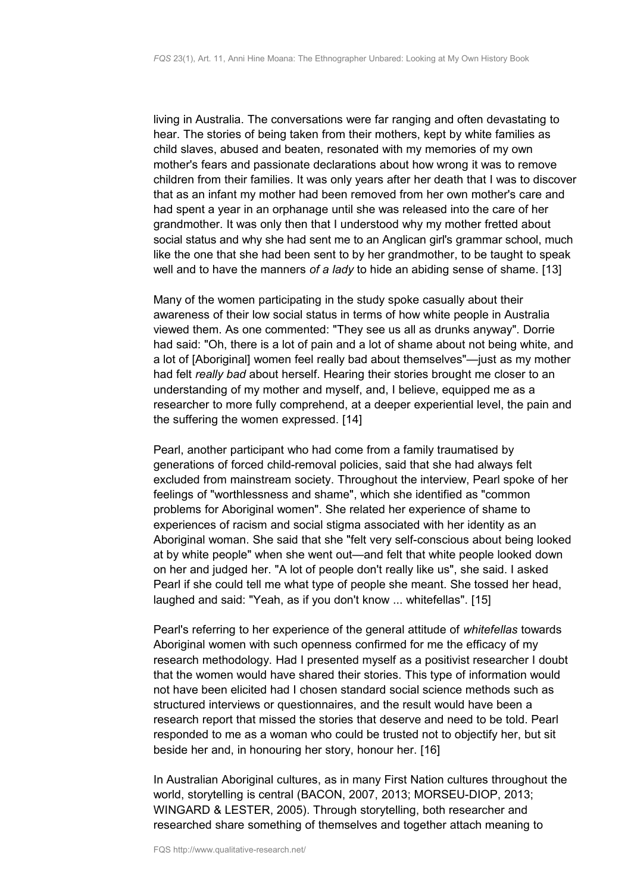living in Australia. The conversations were far ranging and often devastating to hear. The stories of being taken from their mothers, kept by white families as child slaves, abused and beaten, resonated with my memories of my own mother's fears and passionate declarations about how wrong it was to remove children from their families. It was only years after her death that I was to discover that as an infant my mother had been removed from her own mother's care and had spent a year in an orphanage until she was released into the care of her grandmother. It was only then that I understood why my mother fretted about social status and why she had sent me to an Anglican girl's grammar school, much like the one that she had been sent to by her grandmother, to be taught to speak well and to have the manners *of a lady* to hide an abiding sense of shame. [13]

Many of the women participating in the study spoke casually about their awareness of their low social status in terms of how white people in Australia viewed them. As one commented: "They see us all as drunks anyway". Dorrie had said: "Oh, there is a lot of pain and a lot of shame about not being white, and a lot of [Aboriginal] women feel really bad about themselves"—just as my mother had felt *really bad* about herself. Hearing their stories brought me closer to an understanding of my mother and myself, and, I believe, equipped me as a researcher to more fully comprehend, at a deeper experiential level, the pain and the suffering the women expressed. [14]

Pearl, another participant who had come from a family traumatised by generations of forced child-removal policies, said that she had always felt excluded from mainstream society. Throughout the interview, Pearl spoke of her feelings of "worthlessness and shame", which she identified as "common problems for Aboriginal women". She related her experience of shame to experiences of racism and social stigma associated with her identity as an Aboriginal woman. She said that she "felt very self-conscious about being looked at by white people" when she went out—and felt that white people looked down on her and judged her. "A lot of people don't really like us", she said. I asked Pearl if she could tell me what type of people she meant. She tossed her head, laughed and said: "Yeah, as if you don't know ... whitefellas". [15]

Pearl's referring to her experience of the general attitude of *whitefellas* towards Aboriginal women with such openness confirmed for me the efficacy of my research methodology. Had I presented myself as a positivist researcher I doubt that the women would have shared their stories. This type of information would not have been elicited had I chosen standard social science methods such as structured interviews or questionnaires, and the result would have been a research report that missed the stories that deserve and need to be told. Pearl responded to me as a woman who could be trusted not to objectify her, but sit beside her and, in honouring her story, honour her. [16]

In Australian Aboriginal cultures, as in many First Nation cultures throughout the world, storytelling is central (BACON, 2007, 2013; MORSEU-DIOP, 2013; WINGARD & LESTER, 2005). Through storytelling, both researcher and researched share something of themselves and together attach meaning to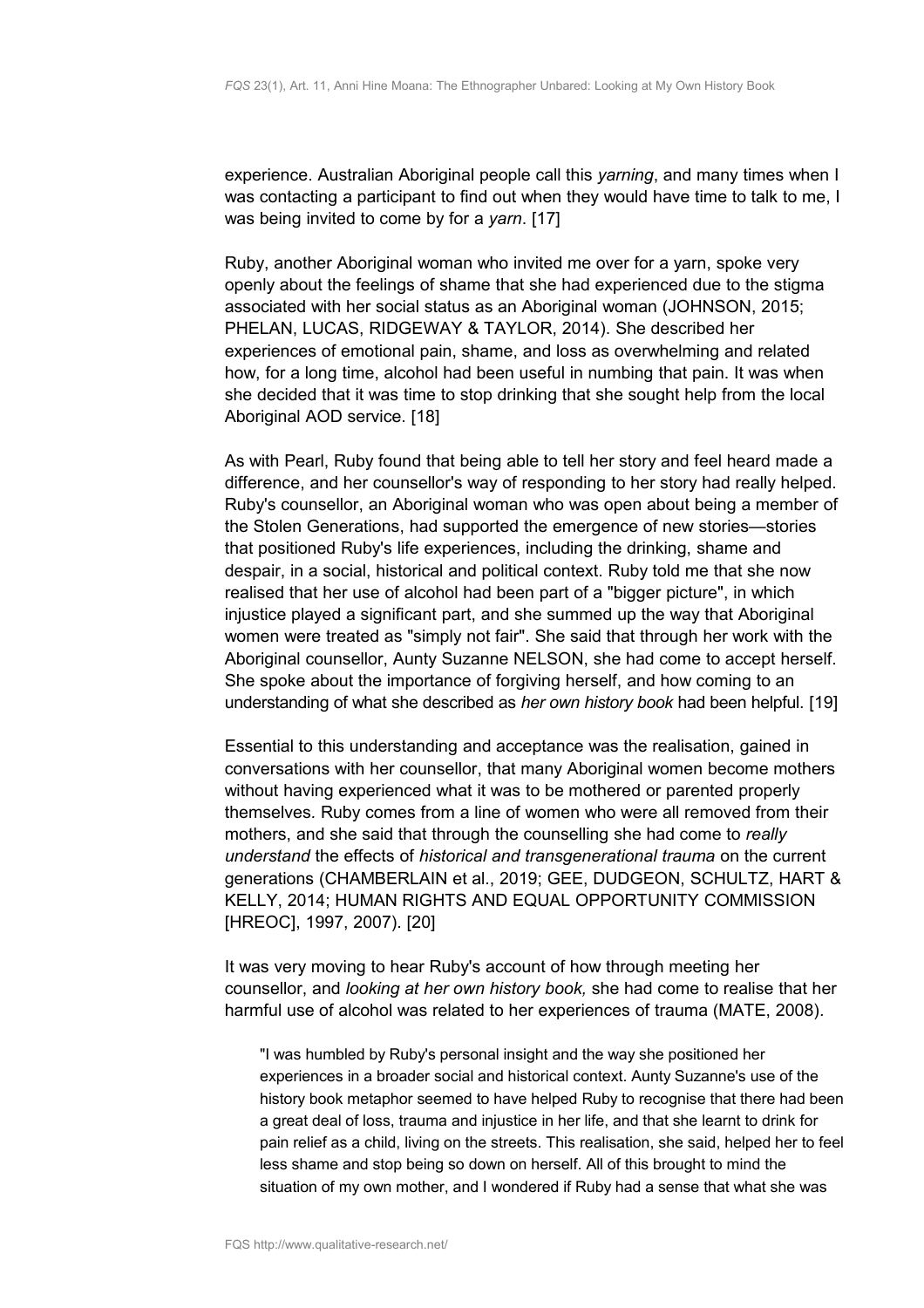experience. Australian Aboriginal people call this *yarning*, and many times when I was contacting a participant to find out when they would have time to talk to me, I was being invited to come by for a *yarn*. [17]

Ruby, another Aboriginal woman who invited me over for a yarn, spoke very openly about the feelings of shame that she had experienced due to the stigma associated with her social status as an Aboriginal woman (JOHNSON, 2015; PHELAN, LUCAS, RIDGEWAY & TAYLOR, 2014). She described her experiences of emotional pain, shame, and loss as overwhelming and related how, for a long time, alcohol had been useful in numbing that pain. It was when she decided that it was time to stop drinking that she sought help from the local Aboriginal AOD service. [18]

As with Pearl, Ruby found that being able to tell her story and feel heard made a difference, and her counsellor's way of responding to her story had really helped. Ruby's counsellor, an Aboriginal woman who was open about being a member of the Stolen Generations, had supported the emergence of new stories—stories that positioned Ruby's life experiences, including the drinking, shame and despair, in a social, historical and political context. Ruby told me that she now realised that her use of alcohol had been part of a "bigger picture", in which injustice played a significant part, and she summed up the way that Aboriginal women were treated as "simply not fair". She said that through her work with the Aboriginal counsellor, Aunty Suzanne NELSON, she had come to accept herself. She spoke about the importance of forgiving herself, and how coming to an understanding of what she described as *her own history book* had been helpful. [19]

Essential to this understanding and acceptance was the realisation, gained in conversations with her counsellor, that many Aboriginal women become mothers without having experienced what it was to be mothered or parented properly themselves. Ruby comes from a line of women who were all removed from their mothers, and she said that through the counselling she had come to *really understand* the effects of *historical and transgenerational trauma* on the current generations (CHAMBERLAIN et al., 2019; GEE, DUDGEON, SCHULTZ, HART & KELLY, 2014; HUMAN RIGHTS AND EQUAL OPPORTUNITY COMMISSION [HREOC], 1997, 2007). [20]

It was very moving to hear Ruby's account of how through meeting her counsellor, and *looking at her own history book,* she had come to realise that her harmful use of alcohol was related to her experiences of trauma (MATE, 2008).

> "I was humbled by Ruby's personal insight and the way she positioned her experiences in a broader social and historical context. Aunty Suzanne's use of the history book metaphor seemed to have helped Ruby to recognise that there had been a great deal of loss, trauma and injustice in her life, and that she learnt to drink for pain relief as a child, living on the streets. This realisation, she said, helped her to feel less shame and stop being so down on herself. All of this brought to mind the situation of my own mother, and I wondered if Ruby had a sense that what she was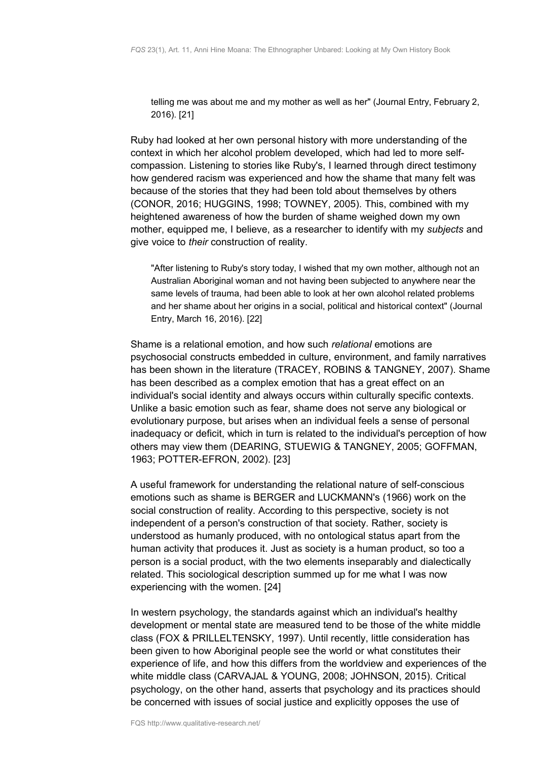> telling me was about me and my mother as well as her" (Journal Entry, February 2, 2016). [21]

Ruby had looked at her own personal history with more understanding of the context in which her alcohol problem developed, which had led to more self-compassion. Listening to stories like Ruby's, I learned through direct testimony how gendered racism was experienced and how the shame that many felt was because of the stories that they had been told about themselves by others (CONOR, 2016; HUGGINS, 1998; TOWNEY, 2005). This, combined with my heightened awareness of how the burden of shame weighed down my own mother, equipped me, I believe, as a researcher to identify with my *subjects* and give voice to *their* construction of reality.

> "After listening to Ruby's story today, I wished that my own mother, although not an Australian Aboriginal woman and not having been subjected to anywhere near the same levels of trauma, had been able to look at her own alcohol related problems and her shame about her origins in a social, political and historical context" (Journal Entry, March 16, 2016). [22]

Shame is a relational emotion, and how such *relational* emotions are psychosocial constructs embedded in culture, environment, and family narratives has been shown in the literature (TRACEY, ROBINS & TANGNEY, 2007). Shame has been described as a complex emotion that has a great effect on an individual's social identity and always occurs within culturally specific contexts. Unlike a basic emotion such as fear, shame does not serve any biological or evolutionary purpose, but arises when an individual feels a sense of personal inadequacy or deficit, which in turn is related to the individual's perception of how others may view them (DEARING, STUEWIG & TANGNEY, 2005; GOFFMAN, 1963; POTTER-EFRON, 2002). [23]

A useful framework for understanding the relational nature of self-conscious emotions such as shame is BERGER and LUCKMANN's (1966) work on the social construction of reality. According to this perspective, society is not independent of a person's construction of that society. Rather, society is understood as humanly produced, with no ontological status apart from the human activity that produces it. Just as society is a human product, so too a person is a social product, with the two elements inseparably and dialectically related. This sociological description summed up for me what I was now experiencing with the women. [24]

In western psychology, the standards against which an individual's healthy development or mental state are measured tend to be those of the white middle class (FOX & PRILLELTENSKY, 1997). Until recently, little consideration has been given to how Aboriginal people see the world or what constitutes their experience of life, and how this differs from the worldview and experiences of the white middle class (CARVAJAL & YOUNG, 2008; JOHNSON, 2015). Critical psychology, on the other hand, asserts that psychology and its practices should be concerned with issues of social justice and explicitly opposes the use of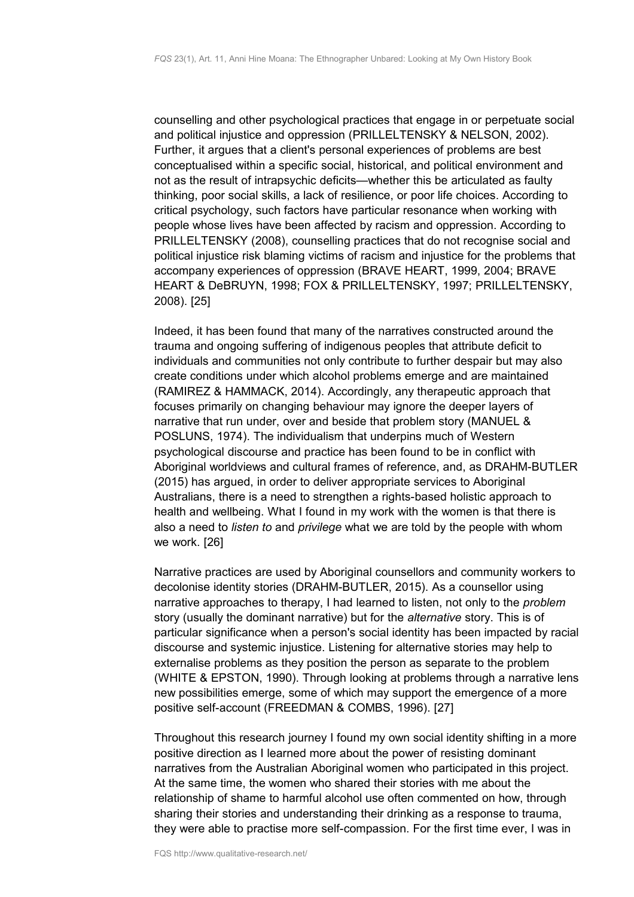counselling and other psychological practices that engage in or perpetuate social and political injustice and oppression (PRILLELTENSKY & NELSON, 2002). Further, it argues that a client's personal experiences of problems are best conceptualised within a specific social, historical, and political environment and not as the result of intrapsychic deficits—whether this be articulated as faulty thinking, poor social skills, a lack of resilience, or poor life choices. According to critical psychology, such factors have particular resonance when working with people whose lives have been affected by racism and oppression. According to PRILLELTENSKY (2008), counselling practices that do not recognise social and political injustice risk blaming victims of racism and injustice for the problems that accompany experiences of oppression (BRAVE HEART, 1999, 2004; BRAVE HEART & DeBRUYN, 1998; FOX & PRILLELTENSKY, 1997; PRILLELTENSKY, 2008). [25]

Indeed, it has been found that many of the narratives constructed around the trauma and ongoing suffering of indigenous peoples that attribute deficit to individuals and communities not only contribute to further despair but may also create conditions under which alcohol problems emerge and are maintained (RAMIREZ & HAMMACK, 2014). Accordingly, any therapeutic approach that focuses primarily on changing behaviour may ignore the deeper layers of narrative that run under, over and beside that problem story (MANUEL & POSLUNS, 1974). The individualism that underpins much of Western psychological discourse and practice has been found to be in conflict with Aboriginal worldviews and cultural frames of reference, and, as DRAHM-BUTLER (2015) has argued, in order to deliver appropriate services to Aboriginal Australians, there is a need to strengthen a rights-based holistic approach to health and wellbeing. What I found in my work with the women is that there is also a need to *listen to* and *privilege* what we are told by the people with whom we work. [26]

Narrative practices are used by Aboriginal counsellors and community workers to decolonise identity stories (DRAHM-BUTLER, 2015). As a counsellor using narrative approaches to therapy, I had learned to listen, not only to the *problem* story (usually the dominant narrative) but for the *alternative* story. This is of particular significance when a person's social identity has been impacted by racial discourse and systemic injustice. Listening for alternative stories may help to externalise problems as they position the person as separate to the problem (WHITE & EPSTON, 1990). Through looking at problems through a narrative lens new possibilities emerge, some of which may support the emergence of a more positive self-account (FREEDMAN & COMBS, 1996). [27]

Throughout this research journey I found my own social identity shifting in a more positive direction as I learned more about the power of resisting dominant narratives from the Australian Aboriginal women who participated in this project. At the same time, the women who shared their stories with me about the relationship of shame to harmful alcohol use often commented on how, through sharing their stories and understanding their drinking as a response to trauma, they were able to practise more self-compassion. For the first time ever, I was in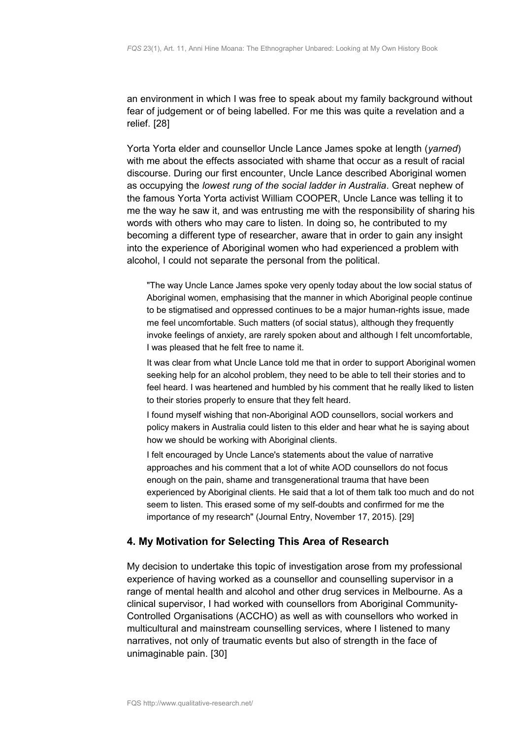an environment in which I was free to speak about my family background without fear of judgement or of being labelled. For me this was quite a revelation and a relief. [28]

Yorta Yorta elder and counsellor Uncle Lance James spoke at length (*yarned*) with me about the effects associated with shame that occur as a result of racial discourse. During our first encounter, Uncle Lance described Aboriginal women as occupying the *lowest rung of the social ladder in Australia*. Great nephew of the famous Yorta Yorta activist William COOPER, Uncle Lance was telling it to me the way he saw it, and was entrusting me with the responsibility of sharing his words with others who may care to listen. In doing so, he contributed to my becoming a different type of researcher, aware that in order to gain any insight into the experience of Aboriginal women who had experienced a problem with alcohol, I could not separate the personal from the political.

> "The way Uncle Lance James spoke very openly today about the low social status of Aboriginal women, emphasising that the manner in which Aboriginal people continue to be stigmatised and oppressed continues to be a major human-rights issue, made me feel uncomfortable. Such matters (of social status), although they frequently invoke feelings of anxiety, are rarely spoken about and although I felt uncomfortable, I was pleased that he felt free to name it.
>
> It was clear from what Uncle Lance told me that in order to support Aboriginal women seeking help for an alcohol problem, they need to be able to tell their stories and to feel heard. I was heartened and humbled by his comment that he really liked to listen to their stories properly to ensure that they felt heard.
>
> I found myself wishing that non-Aboriginal AOD counsellors, social workers and policy makers in Australia could listen to this elder and hear what he is saying about how we should be working with Aboriginal clients.
>
> I felt encouraged by Uncle Lance's statements about the value of narrative approaches and his comment that a lot of white AOD counsellors do not focus enough on the pain, shame and transgenerational trauma that have been experienced by Aboriginal clients. He said that a lot of them talk too much and do not seem to listen. This erased some of my self-doubts and confirmed for me the importance of my research" (Journal Entry, November 17, 2015). [29]

## 4. My Motivation for Selecting This Area of Research

My decision to undertake this topic of investigation arose from my professional experience of having worked as a counsellor and counselling supervisor in a range of mental health and alcohol and other drug services in Melbourne. As a clinical supervisor, I had worked with counsellors from Aboriginal Community-Controlled Organisations (ACCHO) as well as with counsellors who worked in multicultural and mainstream counselling services, where I listened to many narratives, not only of traumatic events but also of strength in the face of unimaginable pain. [30]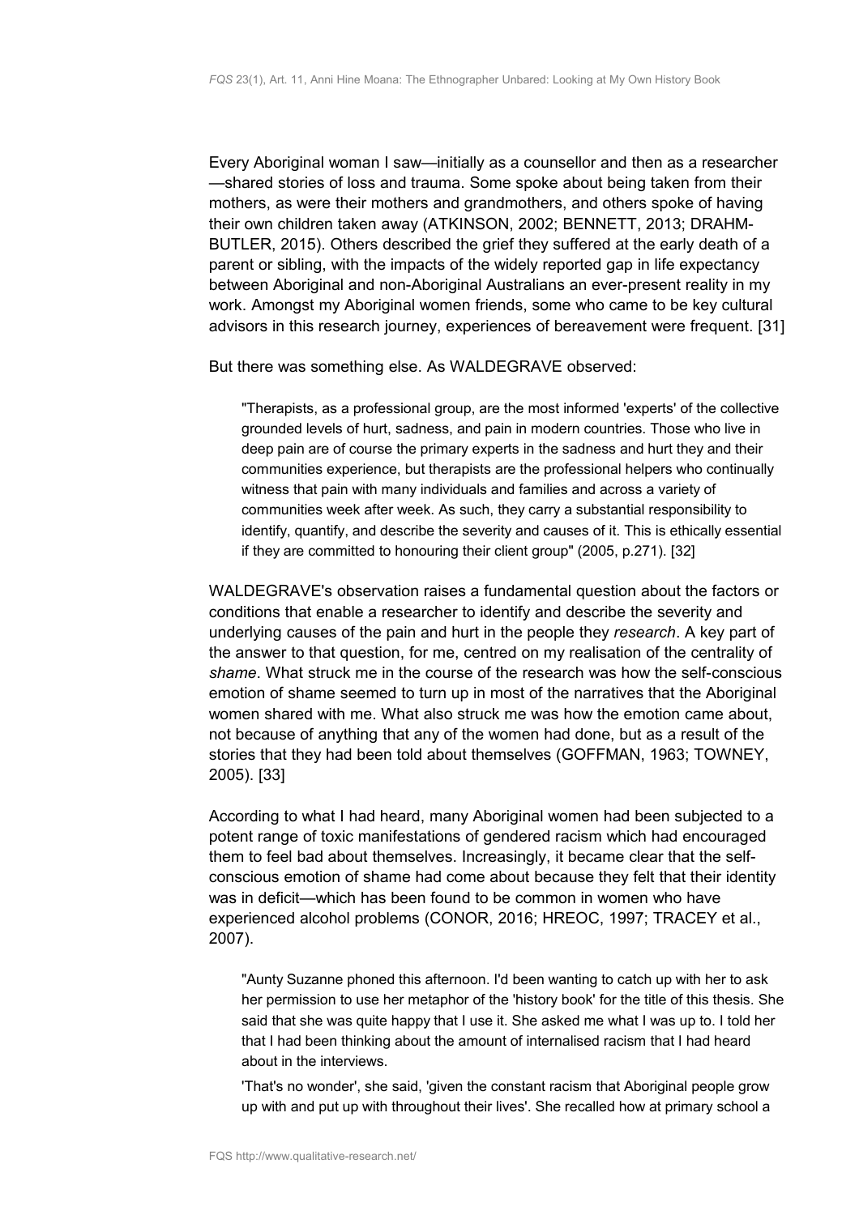Every Aboriginal woman I saw—initially as a counsellor and then as a researcher—shared stories of loss and trauma. Some spoke about being taken from their mothers, as were their mothers and grandmothers, and others spoke of having their own children taken away (ATKINSON, 2002; BENNETT, 2013; DRAHM-BUTLER, 2015). Others described the grief they suffered at the early death of a parent or sibling, with the impacts of the widely reported gap in life expectancy between Aboriginal and non-Aboriginal Australians an ever-present reality in my work. Amongst my Aboriginal women friends, some who came to be key cultural advisors in this research journey, experiences of bereavement were frequent. [31]

But there was something else. As WALDEGRAVE observed:

> "Therapists, as a professional group, are the most informed 'experts' of the collective grounded levels of hurt, sadness, and pain in modern countries. Those who live in deep pain are of course the primary experts in the sadness and hurt they and their communities experience, but therapists are the professional helpers who continually witness that pain with many individuals and families and across a variety of communities week after week. As such, they carry a substantial responsibility to identify, quantify, and describe the severity and causes of it. This is ethically essential if they are committed to honouring their client group" (2005, p.271). [32]

WALDEGRAVE's observation raises a fundamental question about the factors or conditions that enable a researcher to identify and describe the severity and underlying causes of the pain and hurt in the people they *research*. A key part of the answer to that question, for me, centred on my realisation of the centrality of *shame*. What struck me in the course of the research was how the self-conscious emotion of shame seemed to turn up in most of the narratives that the Aboriginal women shared with me. What also struck me was how the emotion came about, not because of anything that any of the women had done, but as a result of the stories that they had been told about themselves (GOFFMAN, 1963; TOWNEY, 2005). [33]

According to what I had heard, many Aboriginal women had been subjected to a potent range of toxic manifestations of gendered racism which had encouraged them to feel bad about themselves. Increasingly, it became clear that the self-conscious emotion of shame had come about because they felt that their identity was in deficit—which has been found to be common in women who have experienced alcohol problems (CONOR, 2016; HREOC, 1997; TRACEY et al., 2007).

> "Aunty Suzanne phoned this afternoon. I'd been wanting to catch up with her to ask her permission to use her metaphor of the 'history book' for the title of this thesis. She said that she was quite happy that I use it. She asked me what I was up to. I told her that I had been thinking about the amount of internalised racism that I had heard about in the interviews.
>
> 'That's no wonder', she said, 'given the constant racism that Aboriginal people grow up with and put up with throughout their lives'. She recalled how at primary school a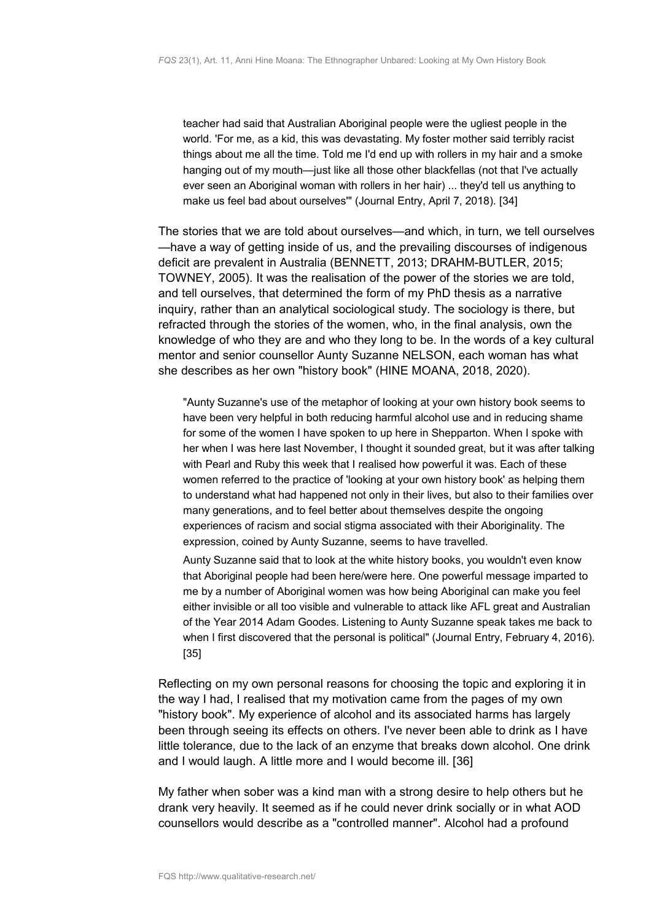> teacher had said that Australian Aboriginal people were the ugliest people in the world. 'For me, as a kid, this was devastating. My foster mother said terribly racist things about me all the time. Told me I'd end up with rollers in my hair and a smoke hanging out of my mouth—just like all those other blackfellas (not that I've actually ever seen an Aboriginal woman with rollers in her hair) ... they'd tell us anything to make us feel bad about ourselves'" (Journal Entry, April 7, 2018). [34]

The stories that we are told about ourselves—and which, in turn, we tell ourselves—have a way of getting inside of us, and the prevailing discourses of indigenous deficit are prevalent in Australia (BENNETT, 2013; DRAHM-BUTLER, 2015; TOWNEY, 2005). It was the realisation of the power of the stories we are told, and tell ourselves, that determined the form of my PhD thesis as a narrative inquiry, rather than an analytical sociological study. The sociology is there, but refracted through the stories of the women, who, in the final analysis, own the knowledge of who they are and who they long to be. In the words of a key cultural mentor and senior counsellor Aunty Suzanne NELSON, each woman has what she describes as her own "history book" (HINE MOANA, 2018, 2020).

> "Aunty Suzanne's use of the metaphor of looking at your own history book seems to have been very helpful in both reducing harmful alcohol use and in reducing shame for some of the women I have spoken to up here in Shepparton. When I spoke with her when I was here last November, I thought it sounded great, but it was after talking with Pearl and Ruby this week that I realised how powerful it was. Each of these women referred to the practice of 'looking at your own history book' as helping them to understand what had happened not only in their lives, but also to their families over many generations, and to feel better about themselves despite the ongoing experiences of racism and social stigma associated with their Aboriginality. The expression, coined by Aunty Suzanne, seems to have travelled.
>
> Aunty Suzanne said that to look at the white history books, you wouldn't even know that Aboriginal people had been here/were here. One powerful message imparted to me by a number of Aboriginal women was how being Aboriginal can make you feel either invisible or all too visible and vulnerable to attack like AFL great and Australian of the Year 2014 Adam Goodes. Listening to Aunty Suzanne speak takes me back to when I first discovered that the personal is political" (Journal Entry, February 4, 2016). [35]

Reflecting on my own personal reasons for choosing the topic and exploring it in the way I had, I realised that my motivation came from the pages of my own "history book". My experience of alcohol and its associated harms has largely been through seeing its effects on others. I've never been able to drink as I have little tolerance, due to the lack of an enzyme that breaks down alcohol. One drink and I would laugh. A little more and I would become ill. [36]

My father when sober was a kind man with a strong desire to help others but he drank very heavily. It seemed as if he could never drink socially or in what AOD counsellors would describe as a "controlled manner". Alcohol had a profound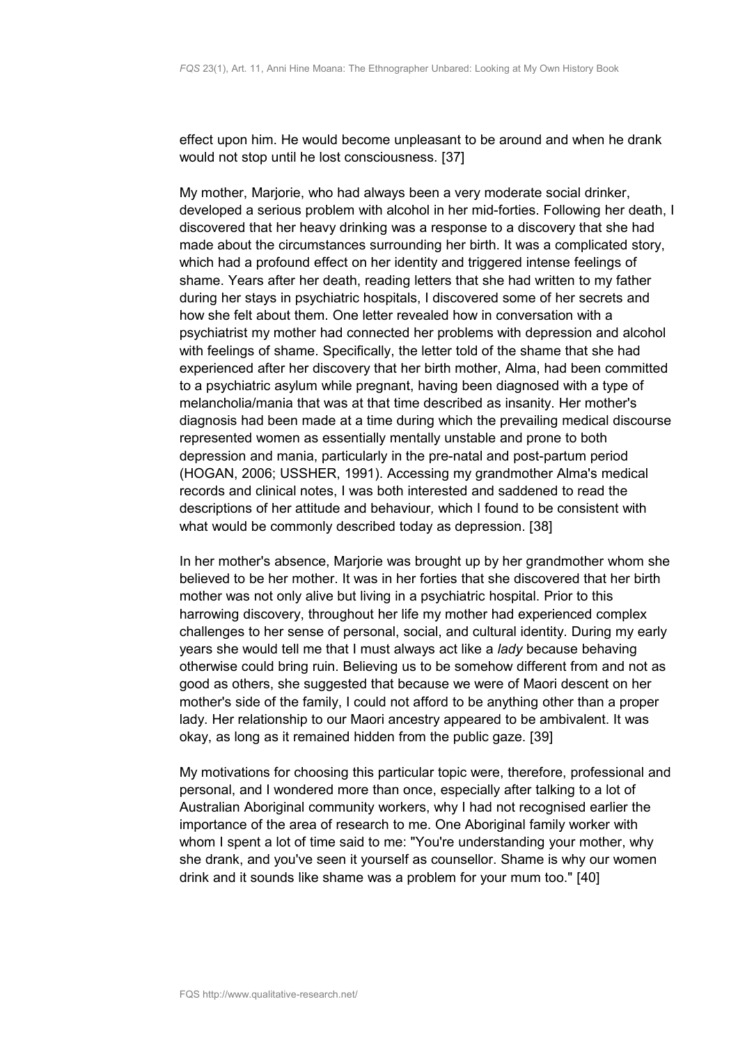effect upon him. He would become unpleasant to be around and when he drank would not stop until he lost consciousness. [37]

My mother, Marjorie, who had always been a very moderate social drinker, developed a serious problem with alcohol in her mid-forties. Following her death, I discovered that her heavy drinking was a response to a discovery that she had made about the circumstances surrounding her birth. It was a complicated story, which had a profound effect on her identity and triggered intense feelings of shame. Years after her death, reading letters that she had written to my father during her stays in psychiatric hospitals, I discovered some of her secrets and how she felt about them. One letter revealed how in conversation with a psychiatrist my mother had connected her problems with depression and alcohol with feelings of shame. Specifically, the letter told of the shame that she had experienced after her discovery that her birth mother, Alma, had been committed to a psychiatric asylum while pregnant, having been diagnosed with a type of melancholia/mania that was at that time described as insanity. Her mother's diagnosis had been made at a time during which the prevailing medical discourse represented women as essentially mentally unstable and prone to both depression and mania, particularly in the pre-natal and post-partum period (HOGAN, 2006; USSHER, 1991). Accessing my grandmother Alma's medical records and clinical notes, I was both interested and saddened to read the descriptions of her attitude and behaviour, which I found to be consistent with what would be commonly described today as depression. [38]

In her mother's absence, Marjorie was brought up by her grandmother whom she believed to be her mother. It was in her forties that she discovered that her birth mother was not only alive but living in a psychiatric hospital. Prior to this harrowing discovery, throughout her life my mother had experienced complex challenges to her sense of personal, social, and cultural identity. During my early years she would tell me that I must always act like a *lady* because behaving otherwise could bring ruin. Believing us to be somehow different from and not as good as others, she suggested that because we were of Maori descent on her mother's side of the family, I could not afford to be anything other than a proper lady. Her relationship to our Maori ancestry appeared to be ambivalent. It was okay, as long as it remained hidden from the public gaze. [39]

My motivations for choosing this particular topic were, therefore, professional and personal, and I wondered more than once, especially after talking to a lot of Australian Aboriginal community workers, why I had not recognised earlier the importance of the area of research to me. One Aboriginal family worker with whom I spent a lot of time said to me: "You're understanding your mother, why she drank, and you've seen it yourself as counsellor. Shame is why our women drink and it sounds like shame was a problem for your mum too." [40]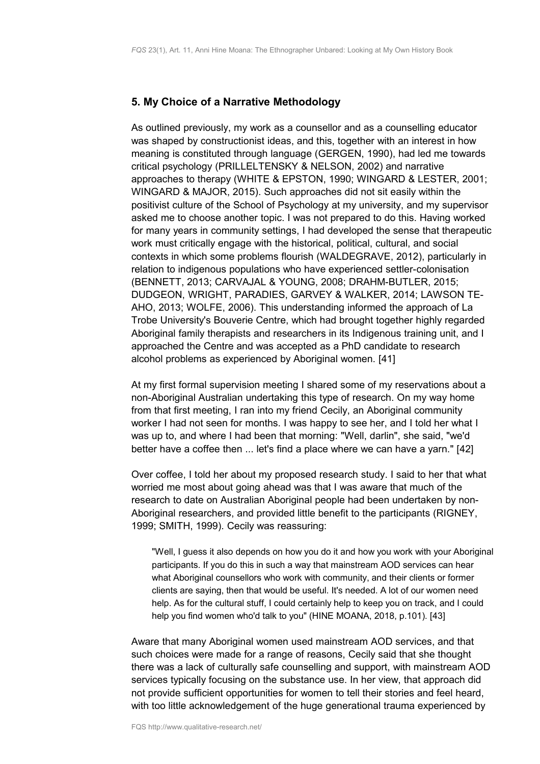## 5. My Choice of a Narrative Methodology

As outlined previously, my work as a counsellor and as a counselling educator was shaped by constructionist ideas, and this, together with an interest in how meaning is constituted through language (GERGEN, 1990), had led me towards critical psychology (PRILLELTENSKY & NELSON, 2002) and narrative approaches to therapy (WHITE & EPSTON, 1990; WINGARD & LESTER, 2001; WINGARD & MAJOR, 2015). Such approaches did not sit easily within the positivist culture of the School of Psychology at my university, and my supervisor asked me to choose another topic. I was not prepared to do this. Having worked for many years in community settings, I had developed the sense that therapeutic work must critically engage with the historical, political, cultural, and social contexts in which some problems flourish (WALDEGRAVE, 2012), particularly in relation to indigenous populations who have experienced settler-colonisation (BENNETT, 2013; CARVAJAL & YOUNG, 2008; DRAHM-BUTLER, 2015; DUDGEON, WRIGHT, PARADIES, GARVEY & WALKER, 2014; LAWSON TE-AHO, 2013; WOLFE, 2006). This understanding informed the approach of La Trobe University's Bouverie Centre, which had brought together highly regarded Aboriginal family therapists and researchers in its Indigenous training unit, and I approached the Centre and was accepted as a PhD candidate to research alcohol problems as experienced by Aboriginal women. [41]

At my first formal supervision meeting I shared some of my reservations about a non-Aboriginal Australian undertaking this type of research. On my way home from that first meeting, I ran into my friend Cecily, an Aboriginal community worker I had not seen for months. I was happy to see her, and I told her what I was up to, and where I had been that morning: "Well, darlin", she said, "we'd better have a coffee then ... let's find a place where we can have a yarn." [42]

Over coffee, I told her about my proposed research study. I said to her that what worried me most about going ahead was that I was aware that much of the research to date on Australian Aboriginal people had been undertaken by non-Aboriginal researchers, and provided little benefit to the participants (RIGNEY, 1999; SMITH, 1999). Cecily was reassuring:

> "Well, I guess it also depends on how you do it and how you work with your Aboriginal participants. If you do this in such a way that mainstream AOD services can hear what Aboriginal counsellors who work with community, and their clients or former clients are saying, then that would be useful. It's needed. A lot of our women need help. As for the cultural stuff, I could certainly help to keep you on track, and I could help you find women who'd talk to you" (HINE MOANA, 2018, p.101). [43]

Aware that many Aboriginal women used mainstream AOD services, and that such choices were made for a range of reasons, Cecily said that she thought there was a lack of culturally safe counselling and support, with mainstream AOD services typically focusing on the substance use. In her view, that approach did not provide sufficient opportunities for women to tell their stories and feel heard, with too little acknowledgement of the huge generational trauma experienced by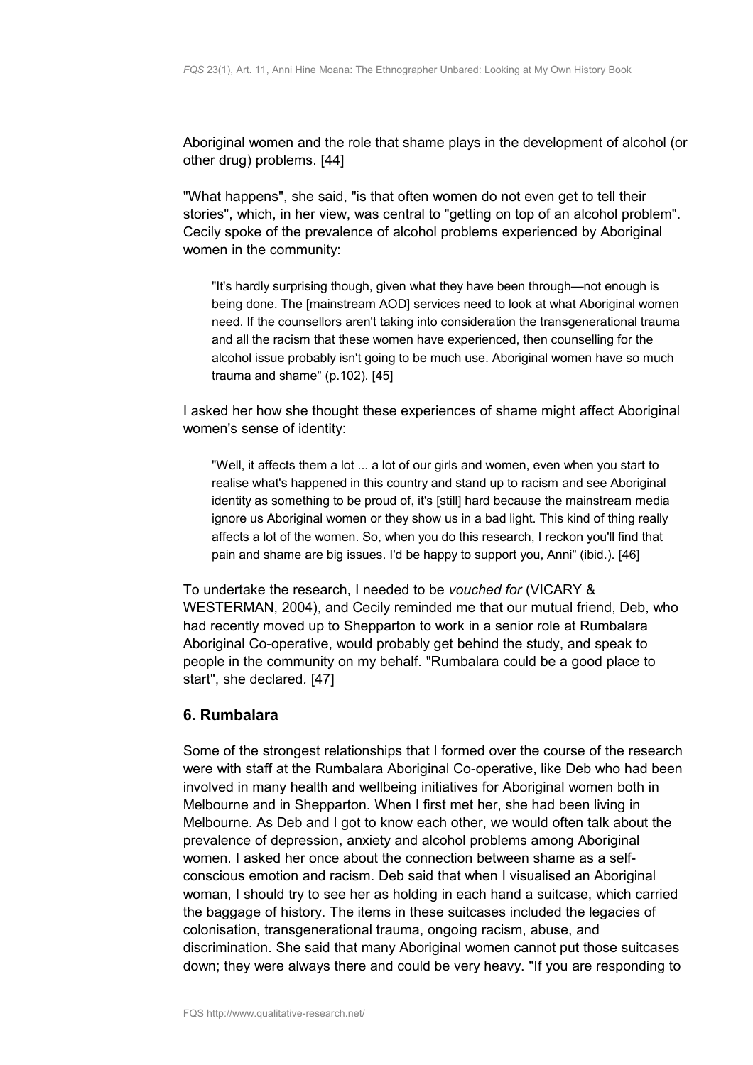Aboriginal women and the role that shame plays in the development of alcohol (or other drug) problems. [44]

"What happens", she said, "is that often women do not even get to tell their stories", which, in her view, was central to "getting on top of an alcohol problem". Cecily spoke of the prevalence of alcohol problems experienced by Aboriginal women in the community:

> "It's hardly surprising though, given what they have been through—not enough is being done. The [mainstream AOD] services need to look at what Aboriginal women need. If the counsellors aren't taking into consideration the transgenerational trauma and all the racism that these women have experienced, then counselling for the alcohol issue probably isn't going to be much use. Aboriginal women have so much trauma and shame" (p.102). [45]

I asked her how she thought these experiences of shame might affect Aboriginal women's sense of identity:

> "Well, it affects them a lot ... a lot of our girls and women, even when you start to realise what's happened in this country and stand up to racism and see Aboriginal identity as something to be proud of, it's [still] hard because the mainstream media ignore us Aboriginal women or they show us in a bad light. This kind of thing really affects a lot of the women. So, when you do this research, I reckon you'll find that pain and shame are big issues. I'd be happy to support you, Anni" (ibid.). [46]

To undertake the research, I needed to be *vouched for* (VICARY & WESTERMAN, 2004), and Cecily reminded me that our mutual friend, Deb, who had recently moved up to Shepparton to work in a senior role at Rumbalara Aboriginal Co-operative, would probably get behind the study, and speak to people in the community on my behalf. "Rumbalara could be a good place to start", she declared. [47]

## 6. Rumbalara

Some of the strongest relationships that I formed over the course of the research were with staff at the Rumbalara Aboriginal Co-operative, like Deb who had been involved in many health and wellbeing initiatives for Aboriginal women both in Melbourne and in Shepparton. When I first met her, she had been living in Melbourne. As Deb and I got to know each other, we would often talk about the prevalence of depression, anxiety and alcohol problems among Aboriginal women. I asked her once about the connection between shame as a self-conscious emotion and racism. Deb said that when I visualised an Aboriginal woman, I should try to see her as holding in each hand a suitcase, which carried the baggage of history. The items in these suitcases included the legacies of colonisation, transgenerational trauma, ongoing racism, abuse, and discrimination. She said that many Aboriginal women cannot put those suitcases down; they were always there and could be very heavy. "If you are responding to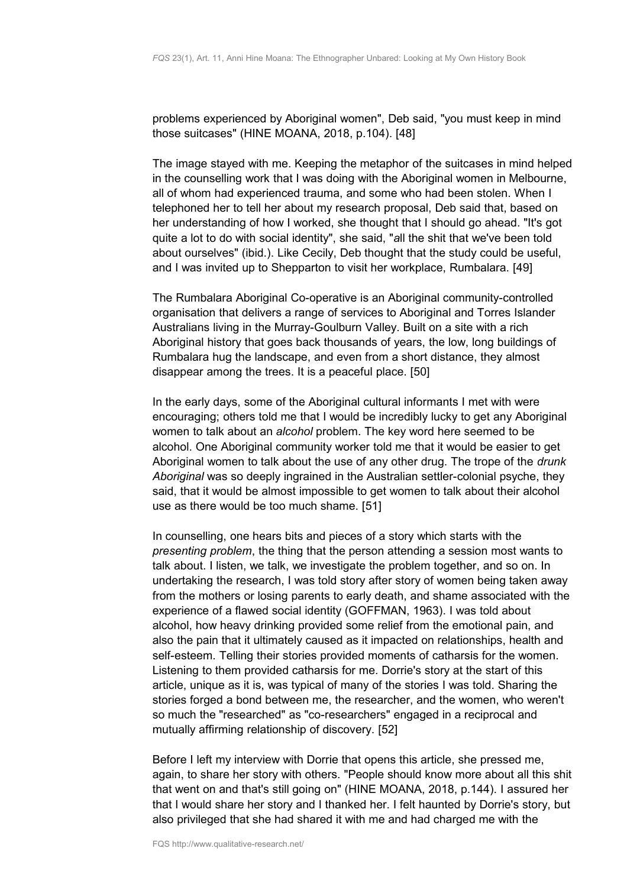problems experienced by Aboriginal women", Deb said, "you must keep in mind those suitcases" (HINE MOANA, 2018, p.104). [48]

The image stayed with me. Keeping the metaphor of the suitcases in mind helped in the counselling work that I was doing with the Aboriginal women in Melbourne, all of whom had experienced trauma, and some who had been stolen. When I telephoned her to tell her about my research proposal, Deb said that, based on her understanding of how I worked, she thought that I should go ahead. "It's got quite a lot to do with social identity", she said, "all the shit that we've been told about ourselves" (ibid.). Like Cecily, Deb thought that the study could be useful, and I was invited up to Shepparton to visit her workplace, Rumbalara. [49]

The Rumbalara Aboriginal Co-operative is an Aboriginal community-controlled organisation that delivers a range of services to Aboriginal and Torres Islander Australians living in the Murray-Goulburn Valley. Built on a site with a rich Aboriginal history that goes back thousands of years, the low, long buildings of Rumbalara hug the landscape, and even from a short distance, they almost disappear among the trees. It is a peaceful place. [50]

In the early days, some of the Aboriginal cultural informants I met with were encouraging; others told me that I would be incredibly lucky to get any Aboriginal women to talk about an *alcohol* problem. The key word here seemed to be alcohol. One Aboriginal community worker told me that it would be easier to get Aboriginal women to talk about the use of any other drug. The trope of the *drunk Aboriginal* was so deeply ingrained in the Australian settler-colonial psyche, they said, that it would be almost impossible to get women to talk about their alcohol use as there would be too much shame. [51]

In counselling, one hears bits and pieces of a story which starts with the *presenting problem*, the thing that the person attending a session most wants to talk about. I listen, we talk, we investigate the problem together, and so on. In undertaking the research, I was told story after story of women being taken away from the mothers or losing parents to early death, and shame associated with the experience of a flawed social identity (GOFFMAN, 1963). I was told about alcohol, how heavy drinking provided some relief from the emotional pain, and also the pain that it ultimately caused as it impacted on relationships, health and self-esteem. Telling their stories provided moments of catharsis for the women. Listening to them provided catharsis for me. Dorrie's story at the start of this article, unique as it is, was typical of many of the stories I was told. Sharing the stories forged a bond between me, the researcher, and the women, who weren't so much the "researched" as "co-researchers" engaged in a reciprocal and mutually affirming relationship of discovery. [52]

Before I left my interview with Dorrie that opens this article, she pressed me, again, to share her story with others. "People should know more about all this shit that went on and that's still going on" (HINE MOANA, 2018, p.144). I assured her that I would share her story and I thanked her. I felt haunted by Dorrie's story, but also privileged that she had shared it with me and had charged me with the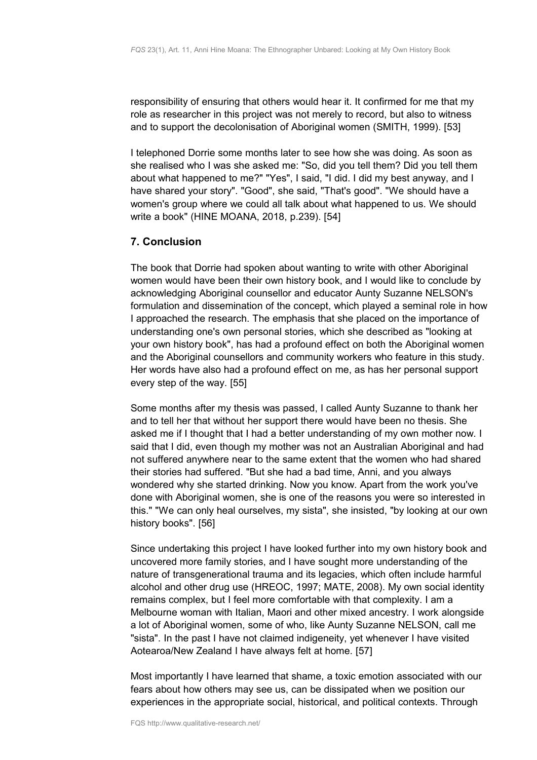responsibility of ensuring that others would hear it. It confirmed for me that my role as researcher in this project was not merely to record, but also to witness and to support the decolonisation of Aboriginal women (SMITH, 1999). [53]

I telephoned Dorrie some months later to see how she was doing. As soon as she realised who I was she asked me: "So, did you tell them? Did you tell them about what happened to me?" "Yes", I said, "I did. I did my best anyway, and I have shared your story". "Good", she said, "That's good". "We should have a women's group where we could all talk about what happened to us. We should write a book" (HINE MOANA, 2018, p.239). [54]

## 7. Conclusion

The book that Dorrie had spoken about wanting to write with other Aboriginal women would have been their own history book, and I would like to conclude by acknowledging Aboriginal counsellor and educator Aunty Suzanne NELSON's formulation and dissemination of the concept, which played a seminal role in how I approached the research. The emphasis that she placed on the importance of understanding one's own personal stories, which she described as "looking at your own history book", has had a profound effect on both the Aboriginal women and the Aboriginal counsellors and community workers who feature in this study. Her words have also had a profound effect on me, as has her personal support every step of the way. [55]

Some months after my thesis was passed, I called Aunty Suzanne to thank her and to tell her that without her support there would have been no thesis. She asked me if I thought that I had a better understanding of my own mother now. I said that I did, even though my mother was not an Australian Aboriginal and had not suffered anywhere near to the same extent that the women who had shared their stories had suffered. "But she had a bad time, Anni, and you always wondered why she started drinking. Now you know. Apart from the work you've done with Aboriginal women, she is one of the reasons you were so interested in this." "We can only heal ourselves, my sista", she insisted, "by looking at our own history books". [56]

Since undertaking this project I have looked further into my own history book and uncovered more family stories, and I have sought more understanding of the nature of transgenerational trauma and its legacies, which often include harmful alcohol and other drug use (HREOC, 1997; MATE, 2008). My own social identity remains complex, but I feel more comfortable with that complexity. I am a Melbourne woman with Italian, Maori and other mixed ancestry. I work alongside a lot of Aboriginal women, some of who, like Aunty Suzanne NELSON, call me "sista". In the past I have not claimed indigeneity, yet whenever I have visited Aotearoa/New Zealand I have always felt at home. [57]

Most importantly I have learned that shame, a toxic emotion associated with our fears about how others may see us, can be dissipated when we position our experiences in the appropriate social, historical, and political contexts. Through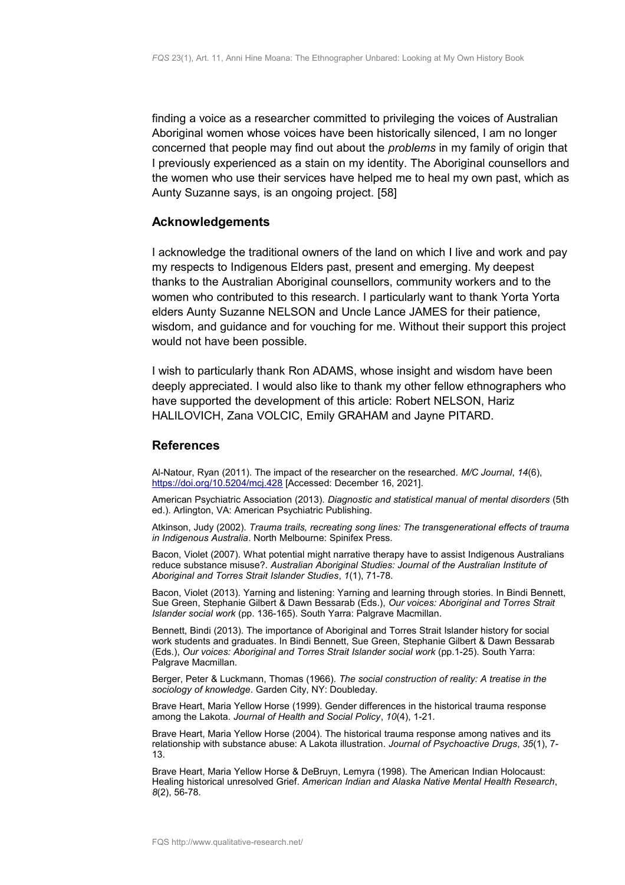finding a voice as a researcher committed to privileging the voices of Australian Aboriginal women whose voices have been historically silenced, I am no longer concerned that people may find out about the *problems* in my family of origin that I previously experienced as a stain on my identity. The Aboriginal counsellors and the women who use their services have helped me to heal my own past, which as Aunty Suzanne says, is an ongoing project. [58]

## Acknowledgements

I acknowledge the traditional owners of the land on which I live and work and pay my respects to Indigenous Elders past, present and emerging. My deepest thanks to the Australian Aboriginal counsellors, community workers and to the women who contributed to this research. I particularly want to thank Yorta Yorta elders Aunty Suzanne NELSON and Uncle Lance JAMES for their patience, wisdom, and guidance and for vouching for me. Without their support this project would not have been possible.

I wish to particularly thank Ron ADAMS, whose insight and wisdom have been deeply appreciated. I would also like to thank my other fellow ethnographers who have supported the development of this article: Robert NELSON, Hariz HALILOVICH, Zana VOLCIC, Emily GRAHAM and Jayne PITARD.

## References

Al-Natour, Ryan (2011). The impact of the researcher on the researched. *M/C Journal*, *14*(6), https://doi.org/10.5204/mcj.428 [Accessed: December 16, 2021].

American Psychiatric Association (2013). *Diagnostic and statistical manual of mental disorders* (5th ed.). Arlington, VA: American Psychiatric Publishing.

Atkinson, Judy (2002). *Trauma trails, recreating song lines: The transgenerational effects of trauma in Indigenous Australia*. North Melbourne: Spinifex Press.

Bacon, Violet (2007). What potential might narrative therapy have to assist Indigenous Australians reduce substance misuse?. *Australian Aboriginal Studies: Journal of the Australian Institute of Aboriginal and Torres Strait Islander Studies*, *1*(1), 71-78.

Bacon, Violet (2013). Yarning and listening: Yarning and learning through stories. In Bindi Bennett, Sue Green, Stephanie Gilbert & Dawn Bessarab (Eds.), *Our voices: Aboriginal and Torres Strait Islander social work* (pp. 136-165). South Yarra: Palgrave Macmillan.

Bennett, Bindi (2013). The importance of Aboriginal and Torres Strait Islander history for social work students and graduates. In Bindi Bennett, Sue Green, Stephanie Gilbert & Dawn Bessarab (Eds.), *Our voices: Aboriginal and Torres Strait Islander social work* (pp.1-25). South Yarra: Palgrave Macmillan.

Berger, Peter & Luckmann, Thomas (1966). *The social construction of reality: A treatise in the sociology of knowledge*. Garden City, NY: Doubleday.

Brave Heart, Maria Yellow Horse (1999). Gender differences in the historical trauma response among the Lakota. *Journal of Health and Social Policy*, *10*(4), 1-21.

Brave Heart, Maria Yellow Horse (2004). The historical trauma response among natives and its relationship with substance abuse: A Lakota illustration. *Journal of Psychoactive Drugs*, *35*(1), 7-13.

Brave Heart, Maria Yellow Horse & DeBruyn, Lemyra (1998). The American Indian Holocaust: Healing historical unresolved Grief. *American Indian and Alaska Native Mental Health Research*, *8*(2), 56-78.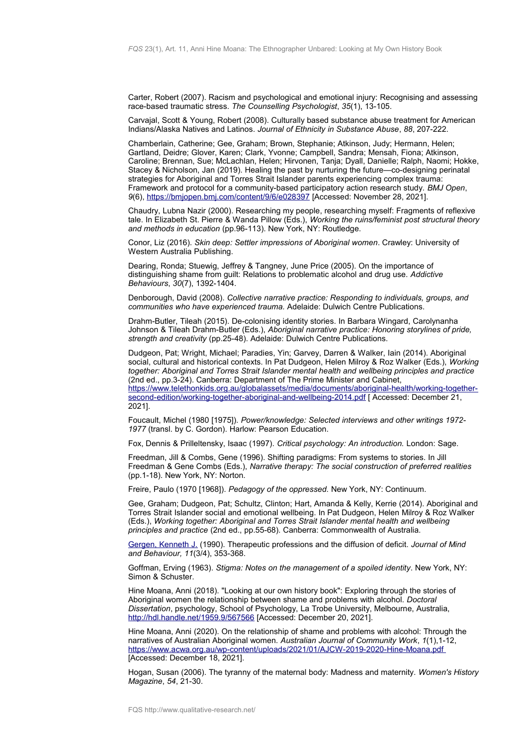Carter, Robert (2007). Racism and psychological and emotional injury: Recognising and assessing race-based traumatic stress. *The Counselling Psychologist*, *35*(1), 13-105.

Carvajal, Scott & Young, Robert (2008). Culturally based substance abuse treatment for American Indians/Alaska Natives and Latinos. *Journal of Ethnicity in Substance Abuse*, *88*, 207-222.

Chamberlain, Catherine; Gee, Graham; Brown, Stephanie; Atkinson, Judy; Hermann, Helen; Gartland, Deidre; Glover, Karen; Clark, Yvonne; Campbell, Sandra; Mensah, Fiona; Atkinson, Caroline; Brennan, Sue; McLachlan, Helen; Hirvonen, Tanja; Dyall, Danielle; Ralph, Naomi; Hokke, Stacey & Nicholson, Jan (2019). Healing the past by nurturing the future—co-designing perinatal strategies for Aboriginal and Torres Strait Islander parents experiencing complex trauma: Framework and protocol for a community-based participatory action research study. *BMJ Open*, *9*(6), https://bmjopen.bmj.com/content/9/6/e028397 [Accessed: November 28, 2021].

Chaudry, Lubna Nazir (2000). Researching my people, researching myself: Fragments of reflexive tale. In Elizabeth St. Pierre & Wanda Pillow (Eds.), *Working the ruins/feminist post structural theory and methods in education* (pp.96-113). New York, NY: Routledge.

Conor, Liz (2016). *Skin deep: Settler impressions of Aboriginal women*. Crawley: University of Western Australia Publishing.

Dearing, Ronda; Stuewig, Jeffrey & Tangney, June Price (2005). On the importance of distinguishing shame from guilt: Relations to problematic alcohol and drug use. *Addictive Behaviours*, *30*(7), 1392-1404.

Denborough, David (2008). *Collective narrative practice: Responding to individuals, groups, and communities who have experienced trauma.* Adelaide: Dulwich Centre Publications.

Drahm-Butler, Tileah (2015). De-colonising identity stories. In Barbara Wingard, Carolynanha Johnson & Tileah Drahm-Butler (Eds.), *Aboriginal narrative practice: Honoring storylines of pride, strength and creativity* (pp.25-48). Adelaide: Dulwich Centre Publications.

Dudgeon, Pat; Wright, Michael; Paradies, Yin; Garvey, Darren & Walker, Iain (2014). Aboriginal social, cultural and historical contexts. In Pat Dudgeon, Helen Milroy & Roz Walker (Eds.), *Working together: Aboriginal and Torres Strait Islander mental health and wellbeing principles and practice* (2nd ed., pp.3-24). Canberra: Department of The Prime Minister and Cabinet, https://www.telethonkids.org.au/globalassets/media/documents/aboriginal-health/working-together-second-edition/working-together-aboriginal-and-wellbeing-2014.pdf [ Accessed: December 21, 2021].

Foucault, Michel (1980 [1975]). *Power/knowledge: Selected interviews and other writings 1972-1977* (transl. by C. Gordon). Harlow: Pearson Education.

Fox, Dennis & Prilleltensky, Isaac (1997). *Critical psychology: An introduction.* London: Sage.

Freedman, Jill & Combs, Gene (1996). Shifting paradigms: From systems to stories. In Jill Freedman & Gene Combs (Eds.), *Narrative therapy: The social construction of preferred realities* (pp.1-18). New York, NY: Norton.

Freire, Paulo (1970 [1968]). *Pedagogy of the oppressed.* New York, NY: Continuum.

Gee, Graham; Dudgeon, Pat; Schultz, Clinton; Hart, Amanda & Kelly, Kerrie (2014). Aboriginal and Torres Strait Islander social and emotional wellbeing. In Pat Dudgeon, Helen Milroy & Roz Walker (Eds.), *Working together: Aboriginal and Torres Strait Islander mental health and wellbeing principles and practice* (2nd ed., pp.55-68). Canberra: Commonwealth of Australia.

Gergen, Kenneth J. (1990). Therapeutic professions and the diffusion of deficit. *Journal of Mind and Behaviour, 11*(3/4), 353-368.

Goffman, Erving (1963). *Stigma: Notes on the management of a spoiled identity*. New York, NY: Simon & Schuster.

Hine Moana, Anni (2018). "Looking at our own history book": Exploring through the stories of Aboriginal women the relationship between shame and problems with alcohol. *Doctoral Dissertation*, psychology, School of Psychology, La Trobe University, Melbourne, Australia, http://hdl.handle.net/1959.9/567566 [Accessed: December 20, 2021].

Hine Moana, Anni (2020). On the relationship of shame and problems with alcohol: Through the narratives of Australian Aboriginal women. *Australian Journal of Community Work*, *1*(1),1-12, https://www.acwa.org.au/wp-content/uploads/2021/01/AJCW-2019-2020-Hine-Moana.pdf [Accessed: December 18, 2021].

Hogan, Susan (2006). The tyranny of the maternal body: Madness and maternity. *Women's History Magazine*, *54*, 21-30.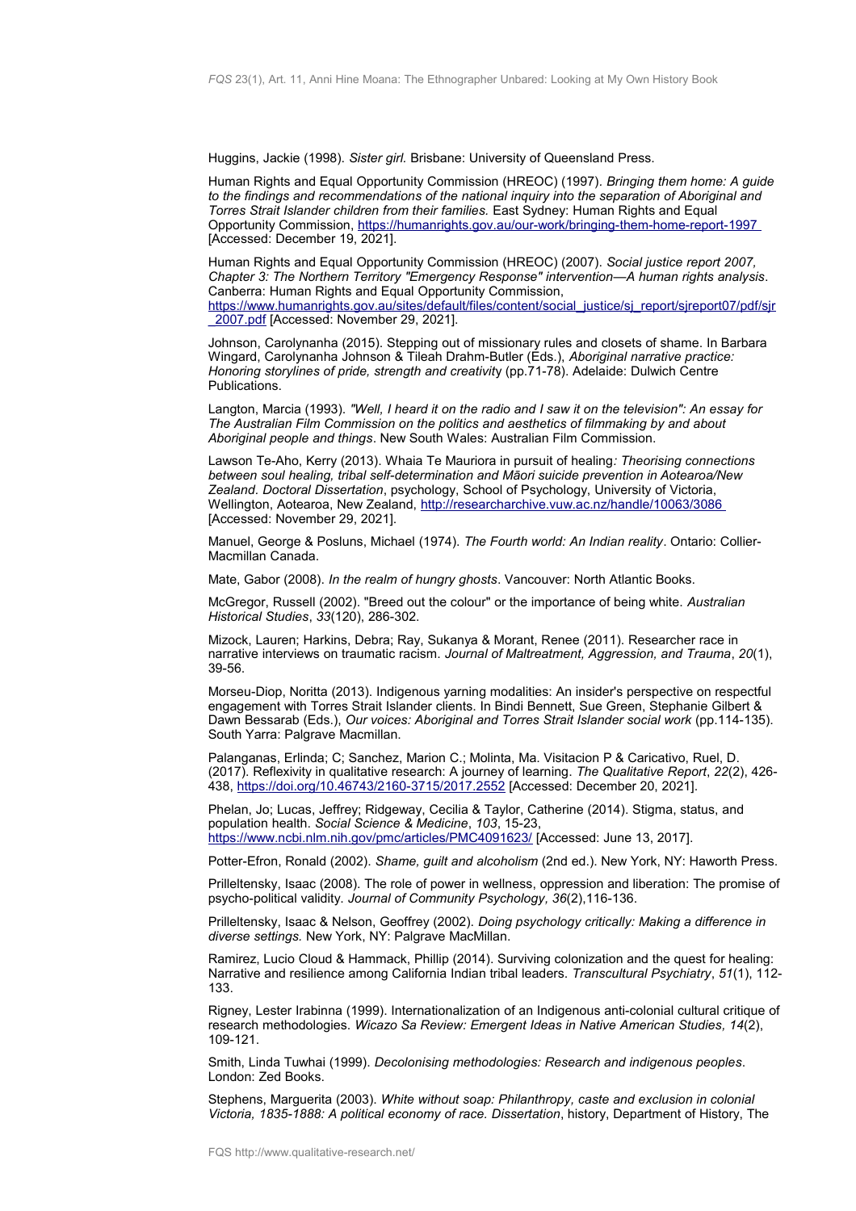Huggins, Jackie (1998). *Sister girl.* Brisbane: University of Queensland Press.

Human Rights and Equal Opportunity Commission (HREOC) (1997). *Bringing them home: A guide to the findings and recommendations of the national inquiry into the separation of Aboriginal and Torres Strait Islander children from their families.* East Sydney: Human Rights and Equal Opportunity Commission, https://humanrights.gov.au/our-work/bringing-them-home-report-1997 [Accessed: December 19, 2021].

Human Rights and Equal Opportunity Commission (HREOC) (2007). *Social justice report 2007, Chapter 3: The Northern Territory "Emergency Response" intervention—A human rights analysis*. Canberra: Human Rights and Equal Opportunity Commission, https://www.humanrights.gov.au/sites/default/files/content/social_justice/sj_report/sjreport07/pdf/sjr_2007.pdf [Accessed: November 29, 2021].

Johnson, Carolynanha (2015). Stepping out of missionary rules and closets of shame. In Barbara Wingard, Carolynanha Johnson & Tileah Drahm-Butler (Eds.), *Aboriginal narrative practice: Honoring storylines of pride, strength and creativity* (pp.71-78). Adelaide: Dulwich Centre Publications.

Langton, Marcia (1993). *"Well, I heard it on the radio and I saw it on the television": An essay for The Australian Film Commission on the politics and aesthetics of filmmaking by and about Aboriginal people and things*. New South Wales: Australian Film Commission.

Lawson Te-Aho, Kerry (2013). Whaia Te Mauriora in pursuit of healing*: Theorising connections between soul healing, tribal self-determination and Māori suicide prevention in Aotearoa/New Zealand*. *Doctoral Dissertation*, psychology, School of Psychology, University of Victoria, Wellington, Aotearoa, New Zealand, http://researcharchive.vuw.ac.nz/handle/10063/3086 [Accessed: November 29, 2021].

Manuel, George & Posluns, Michael (1974). *The Fourth world: An Indian reality*. Ontario: Collier-Macmillan Canada.

Mate, Gabor (2008). *In the realm of hungry ghosts*. Vancouver: North Atlantic Books.

McGregor, Russell (2002). "Breed out the colour" or the importance of being white. *Australian Historical Studies*, *33*(120), 286-302.

Mizock, Lauren; Harkins, Debra; Ray, Sukanya & Morant, Renee (2011). Researcher race in narrative interviews on traumatic racism. *Journal of Maltreatment, Aggression, and Trauma*, *20*(1), 39-56.

Morseu-Diop, Noritta (2013). Indigenous yarning modalities: An insider's perspective on respectful engagement with Torres Strait Islander clients. In Bindi Bennett, Sue Green, Stephanie Gilbert & Dawn Bessarab (Eds.), *Our voices: Aboriginal and Torres Strait Islander social work* (pp.114-135). South Yarra: Palgrave Macmillan.

Palanganas, Erlinda; C; Sanchez, Marion C.; Molinta, Ma. Visitacion P & Caricativo, Ruel, D. (2017). Reflexivity in qualitative research: A journey of learning. *The Qualitative Report*, *22*(2), 426-438, https://doi.org/10.46743/2160-3715/2017.2552 [Accessed: December 20, 2021].

Phelan, Jo; Lucas, Jeffrey; Ridgeway, Cecilia & Taylor, Catherine (2014). Stigma, status, and population health. *Social Science & Medicine*, *103*, 15-23, https://www.ncbi.nlm.nih.gov/pmc/articles/PMC4091623/ [Accessed: June 13, 2017].

Potter-Efron, Ronald (2002). *Shame, guilt and alcoholism* (2nd ed.). New York, NY: Haworth Press.

Prilleltensky, Isaac (2008). The role of power in wellness, oppression and liberation: The promise of psycho-political validity. *Journal of Community Psychology, 36*(2),116-136.

Prilleltensky, Isaac & Nelson, Geoffrey (2002). *Doing psychology critically: Making a difference in diverse settings.* New York, NY: Palgrave MacMillan.

Ramirez, Lucio Cloud & Hammack, Phillip (2014). Surviving colonization and the quest for healing: Narrative and resilience among California Indian tribal leaders. *Transcultural Psychiatry*, *51*(1), 112-133.

Rigney, Lester Irabinna (1999). Internationalization of an Indigenous anti-colonial cultural critique of research methodologies. *Wicazo Sa Review: Emergent Ideas in Native American Studies, 14*(2), 109-121.

Smith, Linda Tuhwai (1999). *Decolonising methodologies: Research and indigenous peoples*. London: Zed Books.

Stephens, Marguerita (2003). *White without soap: Philanthropy, caste and exclusion in colonial Victoria, 1835-1888: A political economy of race. Dissertation*, history, Department of History, The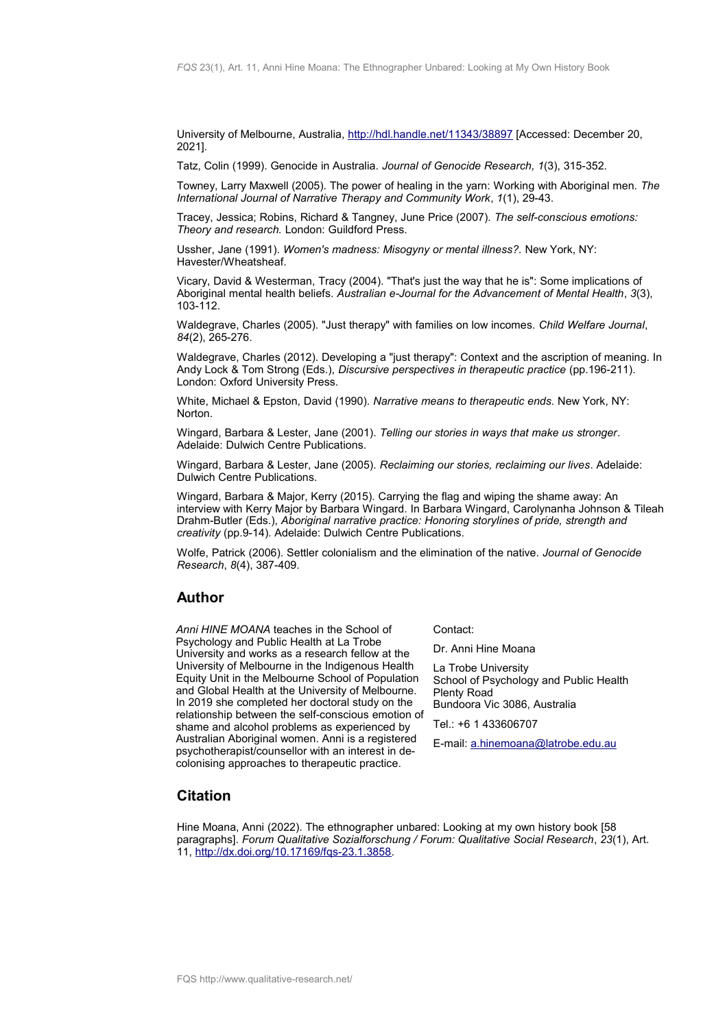University of Melbourne, Australia, http://hdl.handle.net/11343/38897 [Accessed: December 20, 2021].

Tatz, Colin (1999). Genocide in Australia. *Journal of Genocide Research, 1*(3), 315-352.

Towney, Larry Maxwell (2005). The power of healing in the yarn: Working with Aboriginal men. *The International Journal of Narrative Therapy and Community Work*, *1*(1), 29-43.

Tracey, Jessica; Robins, Richard & Tangney, June Price (2007). *The self-conscious emotions: Theory and research.* London: Guildford Press.

Ussher, Jane (1991). *Women's madness: Misogyny or mental illness?.* New York, NY: Havester/Wheatsheaf.

Vicary, David & Westerman, Tracy (2004). "That's just the way that he is": Some implications of Aboriginal mental health beliefs. *Australian e-Journal for the Advancement of Mental Health*, *3*(3), 103-112.

Waldegrave, Charles (2005). "Just therapy" with families on low incomes. *Child Welfare Journal*, *84*(2), 265-276.

Waldegrave, Charles (2012). Developing a "just therapy": Context and the ascription of meaning. In Andy Lock & Tom Strong (Eds.), *Discursive perspectives in therapeutic practice* (pp.196-211). London: Oxford University Press.

White, Michael & Epston, David (1990). *Narrative means to therapeutic ends.* New York, NY: Norton.

Wingard, Barbara & Lester, Jane (2001). *Telling our stories in ways that make us stronger*. Adelaide: Dulwich Centre Publications.

Wingard, Barbara & Lester, Jane (2005). *Reclaiming our stories, reclaiming our lives*. Adelaide: Dulwich Centre Publications.

Wingard, Barbara & Major, Kerry (2015). Carrying the flag and wiping the shame away: An interview with Kerry Major by Barbara Wingard. In Barbara Wingard, Carolynanha Johnson & Tileah Drahm-Butler (Eds.), *Aboriginal narrative practice: Honoring storylines of pride, strength and creativity* (pp.9-14). Adelaide: Dulwich Centre Publications.

Wolfe, Patrick (2006). Settler colonialism and the elimination of the native. *Journal of Genocide Research*, *8*(4), 387-409.

## Author

*Anni HINE MOANA* teaches in the School of Psychology and Public Health at La Trobe University and works as a research fellow at the University of Melbourne in the Indigenous Health Equity Unit in the Melbourne School of Population and Global Health at the University of Melbourne. In 2019 she completed her doctoral study on the relationship between the self-conscious emotion of shame and alcohol problems as experienced by Australian Aboriginal women. Anni is a registered psychotherapist/counsellor with an interest in de-colonising approaches to therapeutic practice.

Contact:

Dr. Anni Hine Moana

La Trobe University
School of Psychology and Public Health
Plenty Road
Bundoora Vic 3086, Australia

Tel.: +6 1 433606707

E-mail: a.hinemoana@latrobe.edu.au

## Citation

Hine Moana, Anni (2022). The ethnographer unbared: Looking at my own history book [58 paragraphs]. *Forum Qualitative Sozialforschung / Forum: Qualitative Social Research*, *23*(1), Art. 11, http://dx.doi.org/10.17169/fqs-23.1.3858.